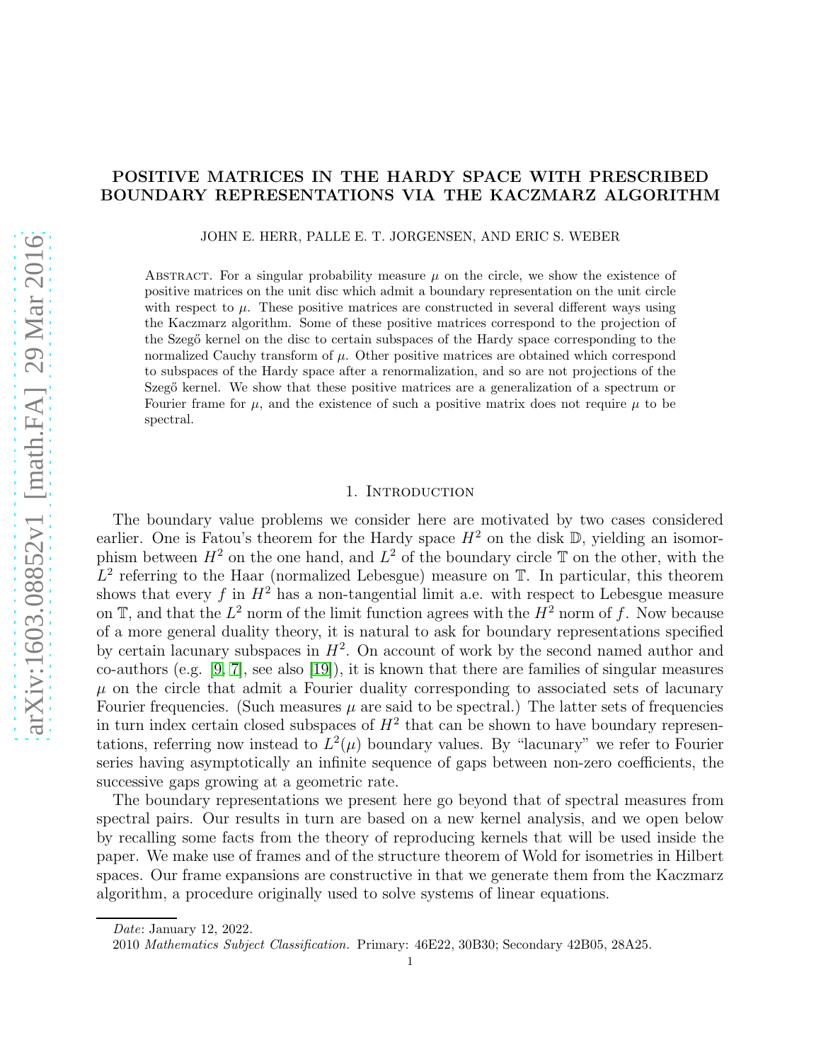# POSITIVE MATRICES IN THE HARDY SPACE WITH PRESCRIBED BOUNDARY REPRESENTATIONS VIA THE KACZMARZ ALGORITHM

JOHN E. HERR, PALLE E. T. JORGENSEN, AND ERIC S. WEBER

Abstract. For a singular probability measure $\mu$ on the circle, we show the existence of positive matrices on the unit disc which admit a boundary representation on the unit circle with respect to $\mu$. These positive matrices are constructed in several different ways using the Kaczmarz algorithm. Some of these positive matrices correspond to the projection of the Szegő kernel on the disc to certain subspaces of the Hardy space corresponding to the normalized Cauchy transform of $\mu$. Other positive matrices are obtained which correspond to subspaces of the Hardy space after a renormalization, and so are not projections of the Szegő kernel. We show that these positive matrices are a generalization of a spectrum or Fourier frame for $\mu$, and the existence of such a positive matrix does not require $\mu$ to be spectral.

## 1. Introduction

The boundary value problems we consider here are motivated by two cases considered earlier. One is Fatou's theorem for the Hardy space $H^2$ on the disk $\mathbb{D}$, yielding an isomorphism between $H^2$ on the one hand, and $L^2$ of the boundary circle $\mathbb{T}$ on the other, with the $L^2$ referring to the Haar (normalized Lebesgue) measure on $\mathbb{T}$. In particular, this theorem shows that every $f$ in $H^2$ has a non-tangential limit a.e. with respect to Lebesgue measure on $\mathbb{T}$, and that the $L^2$ norm of the limit function agrees with the $H^2$ norm of $f$. Now because of a more general duality theory, it is natural to ask for boundary representations specified by certain lacunary subspaces in $H^2$. On account of work by the second named author and co-authors (e.g. [9, 7], see also [19]), it is known that there are families of singular measures $\mu$ on the circle that admit a Fourier duality corresponding to associated sets of lacunary Fourier frequencies. (Such measures $\mu$ are said to be spectral.) The latter sets of frequencies in turn index certain closed subspaces of $H^2$ that can be shown to have boundary representations, referring now instead to $L^2(\mu)$ boundary values. By "lacunary" we refer to Fourier series having asymptotically an infinite sequence of gaps between non-zero coefficients, the successive gaps growing at a geometric rate.

The boundary representations we present here go beyond that of spectral measures from spectral pairs. Our results in turn are based on a new kernel analysis, and we open below by recalling some facts from the theory of reproducing kernels that will be used inside the paper. We make use of frames and of the structure theorem of Wold for isometries in Hilbert spaces. Our frame expansions are constructive in that we generate them from the Kaczmarz algorithm, a procedure originally used to solve systems of linear equations.

*Date*: January 12, 2022.

2010 *Mathematics Subject Classification.* Primary: 46E22, 30B30; Secondary 42B05, 28A25.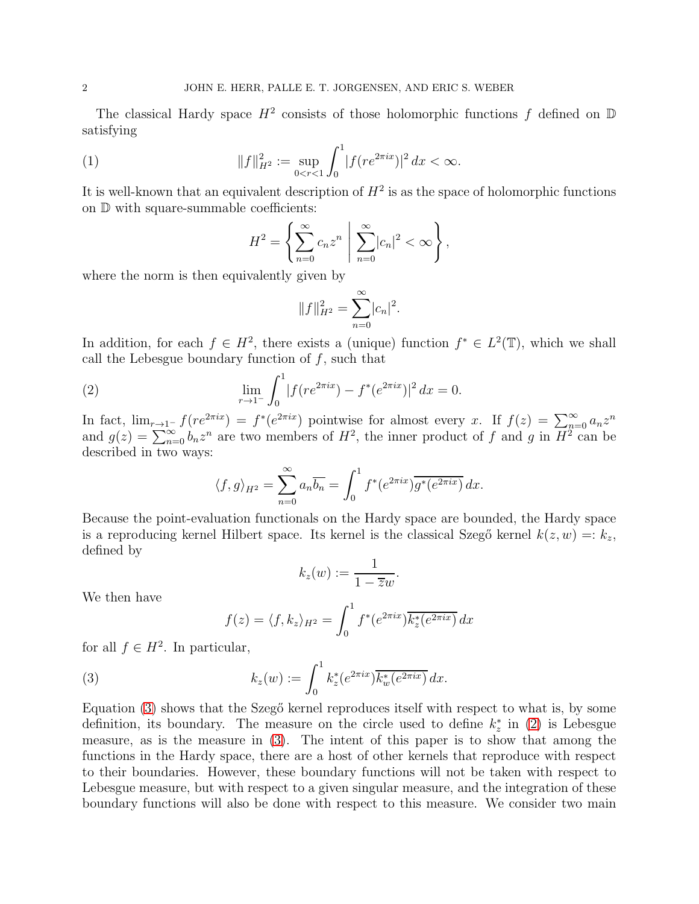The classical Hardy space $H^2$ consists of those holomorphic functions $f$ defined on $\mathbb{D}$ satisfying

$$\|f\|_{H^2}^2 := \sup_{0<r<1} \int_0^1 |f(re^{2\pi i x})|^2 \, dx < \infty. \tag{1}$$

It is well-known that an equivalent description of $H^2$ is as the space of holomorphic functions on $\mathbb{D}$ with square-summable coefficients:

$$H^2 = \left\{ \sum_{n=0}^{\infty} c_n z^n \;\middle|\; \sum_{n=0}^{\infty} |c_n|^2 < \infty \right\},$$

where the norm is then equivalently given by

$$\|f\|_{H^2}^2 = \sum_{n=0}^{\infty} |c_n|^2.$$

In addition, for each $f \in H^2$, there exists a (unique) function $f^* \in L^2(\mathbb{T})$, which we shall call the Lebesgue boundary function of $f$, such that

$$\lim_{r \to 1^-} \int_0^1 |f(re^{2\pi i x}) - f^*(e^{2\pi i x})|^2 \, dx = 0. \tag{2}$$

In fact, $\lim_{r\to 1^-} f(re^{2\pi i x}) = f^*(e^{2\pi i x})$ pointwise for almost every $x$. If $f(z) = \sum_{n=0}^{\infty} a_n z^n$ and $g(z) = \sum_{n=0}^{\infty} b_n z^n$ are two members of $H^2$, the inner product of $f$ and $g$ in $H^2$ can be described in two ways:

$$\langle f, g \rangle_{H^2} = \sum_{n=0}^{\infty} a_n \overline{b_n} = \int_0^1 f^*(e^{2\pi i x}) \overline{g^*(e^{2\pi i x})} \, dx.$$

Because the point-evaluation functionals on the Hardy space are bounded, the Hardy space is a reproducing kernel Hilbert space. Its kernel is the classical Szegő kernel $k(z, w) =: k_z$, defined by

$$k_z(w) := \frac{1}{1 - \overline{z} w}.$$

We then have

$$f(z) = \langle f, k_z \rangle_{H^2} = \int_0^1 f^*(e^{2\pi i x}) \overline{k_z^*(e^{2\pi i x})} \, dx$$

for all $f \in H^2$. In particular,

$$k_z(w) := \int_0^1 k_z^*(e^{2\pi i x}) \overline{k_w^*(e^{2\pi i x})} \, dx. \tag{3}$$

Equation (3) shows that the Szegő kernel reproduces itself with respect to what is, by some definition, its boundary. The measure on the circle used to define $k_z^*$ in (2) is Lebesgue measure, as is the measure in (3). The intent of this paper is to show that among the functions in the Hardy space, there are a host of other kernels that reproduce with respect to their boundaries. However, these boundary functions will not be taken with respect to Lebesgue measure, but with respect to a given singular measure, and the integration of these boundary functions will also be done with respect to this measure. We consider two main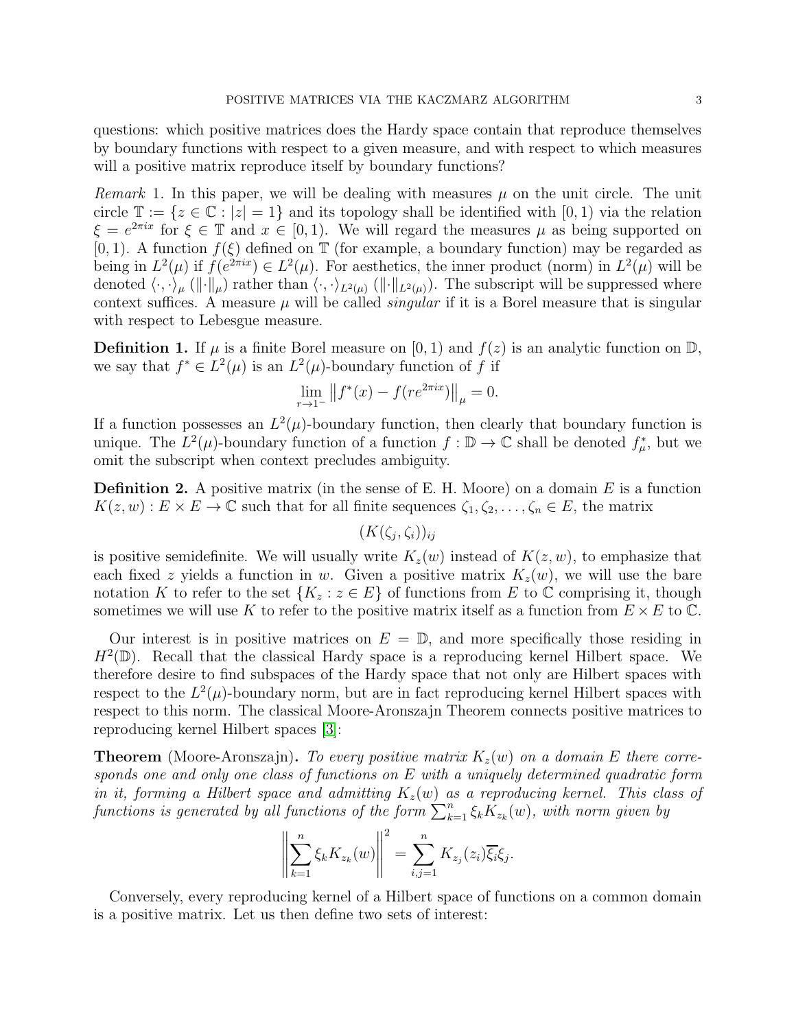questions: which positive matrices does the Hardy space contain that reproduce themselves by boundary functions with respect to a given measure, and with respect to which measures will a positive matrix reproduce itself by boundary functions?

*Remark* 1. In this paper, we will be dealing with measures $\mu$ on the unit circle. The unit circle $\mathbb{T} := \{z \in \mathbb{C} : |z| = 1\}$ and its topology shall be identified with $[0, 1)$ via the relation $\xi = e^{2\pi i x}$ for $\xi \in \mathbb{T}$ and $x \in [0, 1)$. We will regard the measures $\mu$ as being supported on $[0, 1)$. A function $f(\xi)$ defined on $\mathbb{T}$ (for example, a boundary function) may be regarded as being in $L^2(\mu)$ if $f(e^{2\pi i x}) \in L^2(\mu)$. For aesthetics, the inner product (norm) in $L^2(\mu)$ will be denoted $\langle \cdot, \cdot \rangle_\mu$ ($\|\cdot\|_\mu$) rather than $\langle \cdot, \cdot \rangle_{L^2(\mu)}$ ($\|\cdot\|_{L^2(\mu)}$). The subscript will be suppressed where context suffices. A measure $\mu$ will be called *singular* if it is a Borel measure that is singular with respect to Lebesgue measure.

**Definition 1.** If $\mu$ is a finite Borel measure on $[0, 1)$ and $f(z)$ is an analytic function on $\mathbb{D}$, we say that $f^* \in L^2(\mu)$ is an $L^2(\mu)$-boundary function of $f$ if

$$\lim_{r \to 1^-} \left\| f^*(x) - f(re^{2\pi i x}) \right\|_\mu = 0.$$

If a function possesses an $L^2(\mu)$-boundary function, then clearly that boundary function is unique. The $L^2(\mu)$-boundary function of a function $f : \mathbb{D} \to \mathbb{C}$ shall be denoted $f^*_\mu$, but we omit the subscript when context precludes ambiguity.

**Definition 2.** A positive matrix (in the sense of E. H. Moore) on a domain $E$ is a function $K(z, w) : E \times E \to \mathbb{C}$ such that for all finite sequences $\zeta_1, \zeta_2, \ldots, \zeta_n \in E$, the matrix

$$(K(\zeta_j, \zeta_i))_{ij}$$

is positive semidefinite. We will usually write $K_z(w)$ instead of $K(z, w)$, to emphasize that each fixed $z$ yields a function in $w$. Given a positive matrix $K_z(w)$, we will use the bare notation $K$ to refer to the set $\{K_z : z \in E\}$ of functions from $E$ to $\mathbb{C}$ comprising it, though sometimes we will use $K$ to refer to the positive matrix itself as a function from $E \times E$ to $\mathbb{C}$.

Our interest is in positive matrices on $E = \mathbb{D}$, and more specifically those residing in $H^2(\mathbb{D})$. Recall that the classical Hardy space is a reproducing kernel Hilbert space. We therefore desire to find subspaces of the Hardy space that not only are Hilbert spaces with respect to the $L^2(\mu)$-boundary norm, but are in fact reproducing kernel Hilbert spaces with respect to this norm. The classical Moore-Aronszajn Theorem connects positive matrices to reproducing kernel Hilbert spaces [3]:

**Theorem** (Moore-Aronszajn)**.** *To every positive matrix $K_z(w)$ on a domain $E$ there corresponds one and only one class of functions on $E$ with a uniquely determined quadratic form in it, forming a Hilbert space and admitting $K_z(w)$ as a reproducing kernel. This class of functions is generated by all functions of the form $\sum_{k=1}^{n} \xi_k K_{z_k}(w)$, with norm given by*

$$\left\| \sum_{k=1}^{n} \xi_k K_{z_k}(w) \right\|^2 = \sum_{i,j=1}^{n} K_{z_j}(z_i) \overline{\xi_i} \xi_j.$$

Conversely, every reproducing kernel of a Hilbert space of functions on a common domain is a positive matrix. Let us then define two sets of interest: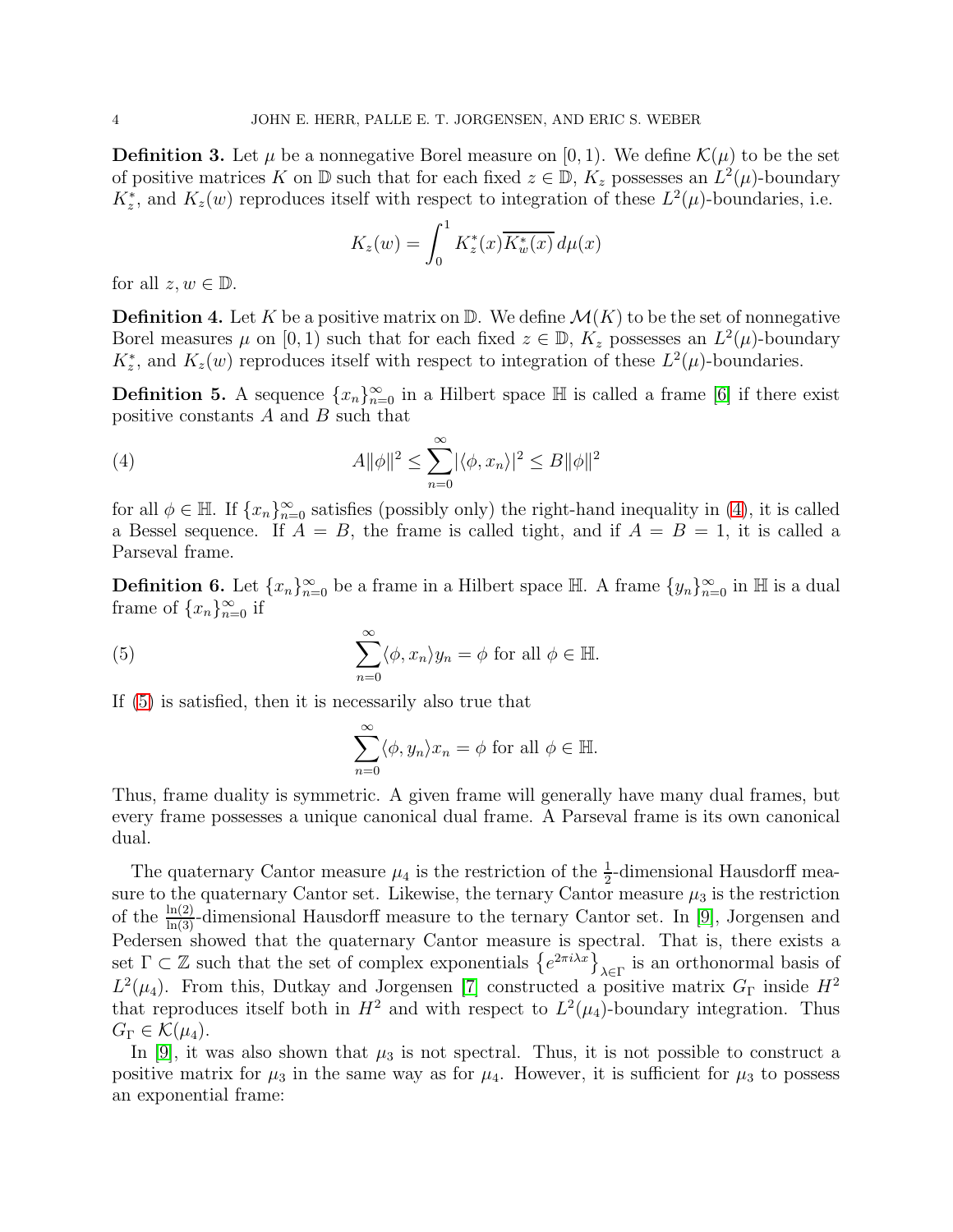**Definition 3.** Let $\mu$ be a nonnegative Borel measure on $[0, 1)$. We define $\mathcal{K}(\mu)$ to be the set of positive matrices $K$ on $\mathbb{D}$ such that for each fixed $z \in \mathbb{D}$, $K_z$ possesses an $L^2(\mu)$-boundary $K_z^*$, and $K_z(w)$ reproduces itself with respect to integration of these $L^2(\mu)$-boundaries, i.e.

$$K_z(w) = \int_0^1 K_z^*(x)\overline{K_w^*(x)}\, d\mu(x)$$

for all $z, w \in \mathbb{D}$.

**Definition 4.** Let $K$ be a positive matrix on $\mathbb{D}$. We define $\mathcal{M}(K)$ to be the set of nonnegative Borel measures $\mu$ on $[0, 1)$ such that for each fixed $z \in \mathbb{D}$, $K_z$ possesses an $L^2(\mu)$-boundary $K_z^*$, and $K_z(w)$ reproduces itself with respect to integration of these $L^2(\mu)$-boundaries.

**Definition 5.** A sequence $\{x_n\}_{n=0}^{\infty}$ in a Hilbert space $\mathbb{H}$ is called a frame [6] if there exist positive constants $A$ and $B$ such that

$$A\|\phi\|^2 \leq \sum_{n=0}^{\infty} |\langle \phi, x_n\rangle|^2 \leq B\|\phi\|^2 \tag{4}$$

for all $\phi \in \mathbb{H}$. If $\{x_n\}_{n=0}^{\infty}$ satisfies (possibly only) the right-hand inequality in (4), it is called a Bessel sequence. If $A = B$, the frame is called tight, and if $A = B = 1$, it is called a Parseval frame.

**Definition 6.** Let $\{x_n\}_{n=0}^{\infty}$ be a frame in a Hilbert space $\mathbb{H}$. A frame $\{y_n\}_{n=0}^{\infty}$ in $\mathbb{H}$ is a dual frame of $\{x_n\}_{n=0}^{\infty}$ if

$$\sum_{n=0}^{\infty} \langle \phi, x_n\rangle y_n = \phi \text{ for all } \phi \in \mathbb{H}. \tag{5}$$

If (5) is satisfied, then it is necessarily also true that

$$\sum_{n=0}^{\infty} \langle \phi, y_n\rangle x_n = \phi \text{ for all } \phi \in \mathbb{H}.$$

Thus, frame duality is symmetric. A given frame will generally have many dual frames, but every frame possesses a unique canonical dual frame. A Parseval frame is its own canonical dual.

The quaternary Cantor measure $\mu_4$ is the restriction of the $\frac{1}{2}$-dimensional Hausdorff measure to the quaternary Cantor set. Likewise, the ternary Cantor measure $\mu_3$ is the restriction of the $\frac{\ln(2)}{\ln(3)}$-dimensional Hausdorff measure to the ternary Cantor set. In [9], Jorgensen and Pedersen showed that the quaternary Cantor measure is spectral. That is, there exists a set $\Gamma \subset \mathbb{Z}$ such that the set of complex exponentials $\left\{e^{2\pi i \lambda x}\right\}_{\lambda \in \Gamma}$ is an orthonormal basis of $L^2(\mu_4)$. From this, Dutkay and Jorgensen [7] constructed a positive matrix $G_\Gamma$ inside $H^2$ that reproduces itself both in $H^2$ and with respect to $L^2(\mu_4)$-boundary integration. Thus $G_\Gamma \in \mathcal{K}(\mu_4)$.

In [9], it was also shown that $\mu_3$ is not spectral. Thus, it is not possible to construct a positive matrix for $\mu_3$ in the same way as for $\mu_4$. However, it is sufficient for $\mu_3$ to possess an exponential frame: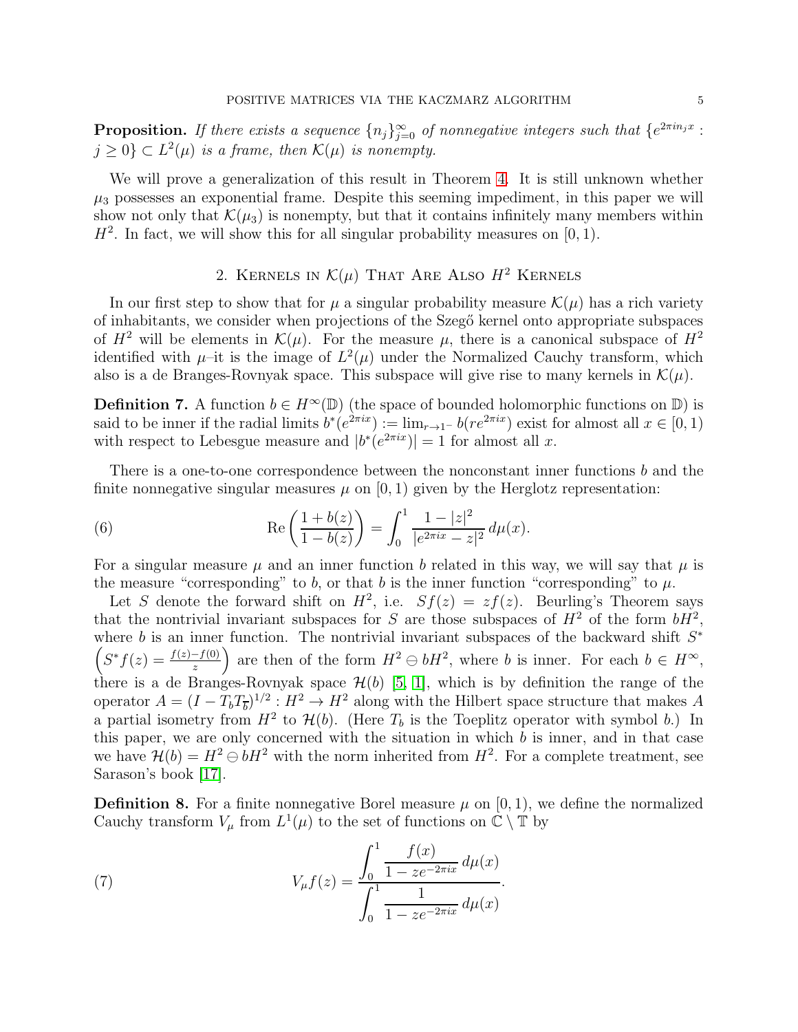**Proposition.** *If there exists a sequence $\{n_j\}_{j=0}^{\infty}$ of nonnegative integers such that $\{e^{2\pi i n_j x} : j \geq 0\} \subset L^2(\mu)$ is a frame, then $\mathcal{K}(\mu)$ is nonempty.*

We will prove a generalization of this result in Theorem 4. It is still unknown whether $\mu_3$ possesses an exponential frame. Despite this seeming impediment, in this paper we will show not only that $\mathcal{K}(\mu_3)$ is nonempty, but that it contains infinitely many members within $H^2$. In fact, we will show this for all singular probability measures on $[0, 1)$.

## 2. Kernels in $\mathcal{K}(\mu)$ That Are Also $H^2$ Kernels

In our first step to show that for $\mu$ a singular probability measure $\mathcal{K}(\mu)$ has a rich variety of inhabitants, we consider when projections of the Szegő kernel onto appropriate subspaces of $H^2$ will be elements in $\mathcal{K}(\mu)$. For the measure $\mu$, there is a canonical subspace of $H^2$ identified with $\mu$–it is the image of $L^2(\mu)$ under the Normalized Cauchy transform, which also is a de Branges-Rovnyak space. This subspace will give rise to many kernels in $\mathcal{K}(\mu)$.

**Definition 7.** A function $b \in H^\infty(\mathbb{D})$ (the space of bounded holomorphic functions on $\mathbb{D}$) is said to be inner if the radial limits $b^*(e^{2\pi i x}) := \lim_{r \to 1^-} b(re^{2\pi i x})$ exist for almost all $x \in [0, 1)$ with respect to Lebesgue measure and $|b^*(e^{2\pi i x})| = 1$ for almost all $x$.

There is a one-to-one correspondence between the nonconstant inner functions $b$ and the finite nonnegative singular measures $\mu$ on $[0, 1)$ given by the Herglotz representation:

$$\operatorname{Re}\left(\frac{1 + b(z)}{1 - b(z)}\right) = \int_0^1 \frac{1 - |z|^2}{|e^{2\pi i x} - z|^2} \, d\mu(x). \tag{6}$$

For a singular measure $\mu$ and an inner function $b$ related in this way, we will say that $\mu$ is the measure "corresponding" to $b$, or that $b$ is the inner function "corresponding" to $\mu$.

Let $S$ denote the forward shift on $H^2$, i.e. $Sf(z) = zf(z)$. Beurling's Theorem says that the nontrivial invariant subspaces for $S$ are those subspaces of $H^2$ of the form $bH^2$, where $b$ is an inner function. The nontrivial invariant subspaces of the backward shift $S^*$ $\left(S^* f(z) = \frac{f(z) - f(0)}{z}\right)$ are then of the form $H^2 \ominus bH^2$, where $b$ is inner. For each $b \in H^\infty$, there is a de Branges-Rovnyak space $\mathcal{H}(b)$ [5, 1], which is by definition the range of the operator $A = (I - T_b T_{\overline{b}})^{1/2} : H^2 \to H^2$ along with the Hilbert space structure that makes $A$ a partial isometry from $H^2$ to $\mathcal{H}(b)$. (Here $T_b$ is the Toeplitz operator with symbol $b$.) In this paper, we are only concerned with the situation in which $b$ is inner, and in that case we have $\mathcal{H}(b) = H^2 \ominus bH^2$ with the norm inherited from $H^2$. For a complete treatment, see Sarason's book [17].

**Definition 8.** For a finite nonnegative Borel measure $\mu$ on $[0, 1)$, we define the normalized Cauchy transform $V_\mu$ from $L^1(\mu)$ to the set of functions on $\mathbb{C} \setminus \mathbb{T}$ by

$$V_\mu f(z) = \frac{\displaystyle\int_0^1 \frac{f(x)}{1 - ze^{-2\pi i x}} \, d\mu(x)}{\displaystyle\int_0^1 \frac{1}{1 - ze^{-2\pi i x}} \, d\mu(x)}. \tag{7}$$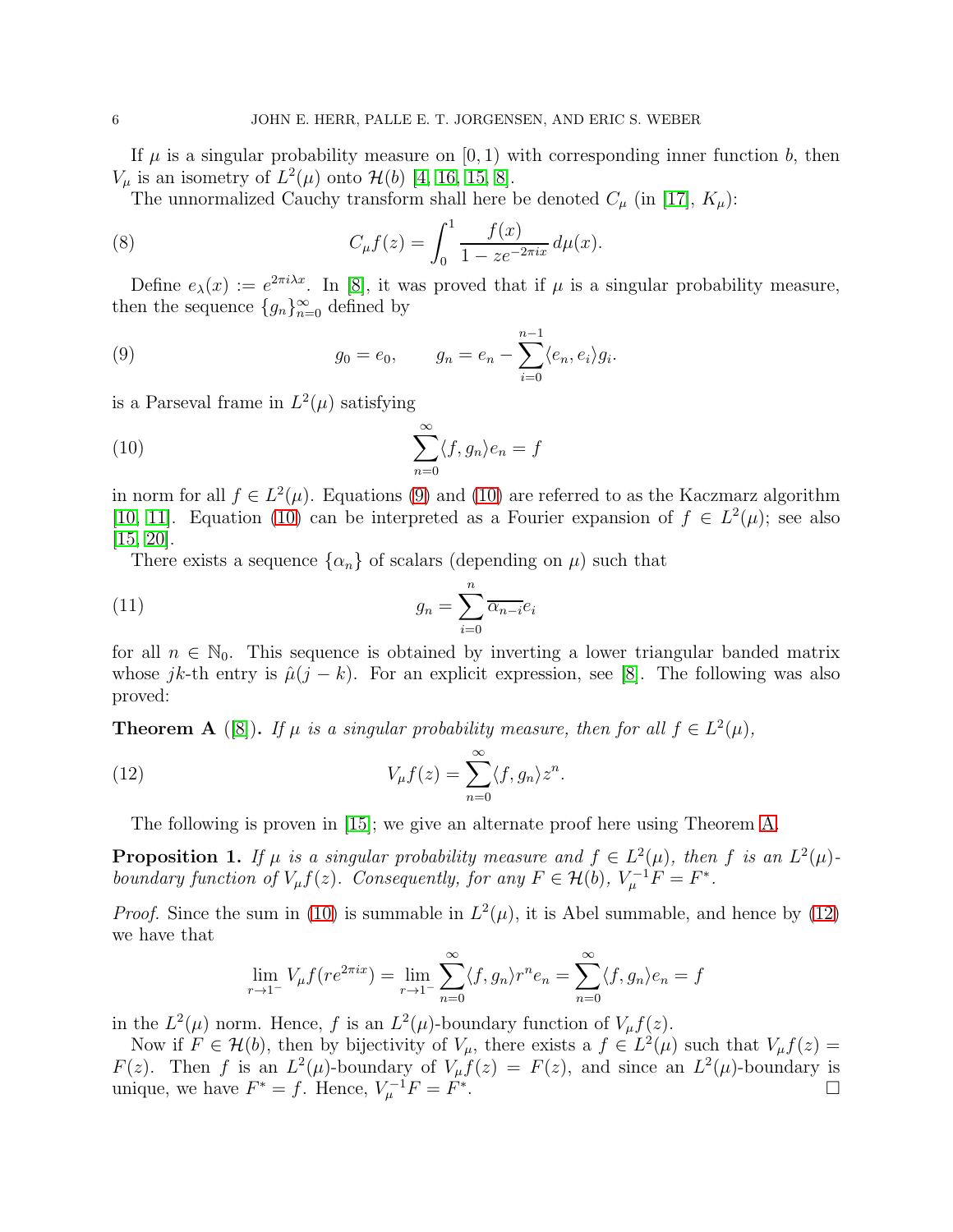If $\mu$ is a singular probability measure on $[0,1)$ with corresponding inner function $b$, then $V_\mu$ is an isometry of $L^2(\mu)$ onto $\mathcal{H}(b)$ [4, 16, 15, 8].

The unnormalized Cauchy transform shall here be denoted $C_\mu$ (in [17], $K_\mu$):

$$C_\mu f(z) = \int_0^1 \frac{f(x)}{1 - ze^{-2\pi i x}}\, d\mu(x). \tag{8}$$

Define $e_\lambda(x) := e^{2\pi i \lambda x}$. In [8], it was proved that if $\mu$ is a singular probability measure, then the sequence $\{g_n\}_{n=0}^\infty$ defined by

$$g_0 = e_0, \qquad g_n = e_n - \sum_{i=0}^{n-1} \langle e_n, e_i \rangle g_i. \tag{9}$$

is a Parseval frame in $L^2(\mu)$ satisfying

$$\sum_{n=0}^\infty \langle f, g_n \rangle e_n = f \tag{10}$$

in norm for all $f \in L^2(\mu)$. Equations (9) and (10) are referred to as the Kaczmarz algorithm [10, 11]. Equation (10) can be interpreted as a Fourier expansion of $f \in L^2(\mu)$; see also [15, 20].

There exists a sequence $\{\alpha_n\}$ of scalars (depending on $\mu$) such that

$$g_n = \sum_{i=0}^n \overline{\alpha_{n-i}} e_i \tag{11}$$

for all $n \in \mathbb{N}_0$. This sequence is obtained by inverting a lower triangular banded matrix whose $jk$-th entry is $\hat{\mu}(j-k)$. For an explicit expression, see [8]. The following was also proved:

**Theorem A** ([8])**.** *If $\mu$ is a singular probability measure, then for all $f \in L^2(\mu)$,*

$$V_\mu f(z) = \sum_{n=0}^\infty \langle f, g_n \rangle z^n. \tag{12}$$

The following is proven in [15]; we give an alternate proof here using Theorem A.

**Proposition 1.** *If $\mu$ is a singular probability measure and $f \in L^2(\mu)$, then $f$ is an $L^2(\mu)$-boundary function of $V_\mu f(z)$. Consequently, for any $F \in \mathcal{H}(b)$, $V_\mu^{-1} F = F^*$.*

*Proof.* Since the sum in (10) is summable in $L^2(\mu)$, it is Abel summable, and hence by (12) we have that

$$\lim_{r \to 1^-} V_\mu f(re^{2\pi i x}) = \lim_{r \to 1^-} \sum_{n=0}^\infty \langle f, g_n \rangle r^n e_n = \sum_{n=0}^\infty \langle f, g_n \rangle e_n = f$$

in the $L^2(\mu)$ norm. Hence, $f$ is an $L^2(\mu)$-boundary function of $V_\mu f(z)$.

Now if $F \in \mathcal{H}(b)$, then by bijectivity of $V_\mu$, there exists a $f \in L^2(\mu)$ such that $V_\mu f(z) = F(z)$. Then $f$ is an $L^2(\mu)$-boundary of $V_\mu f(z) = F(z)$, and since an $L^2(\mu)$-boundary is unique, we have $F^* = f$. Hence, $V_\mu^{-1} F = F^*$. $\square$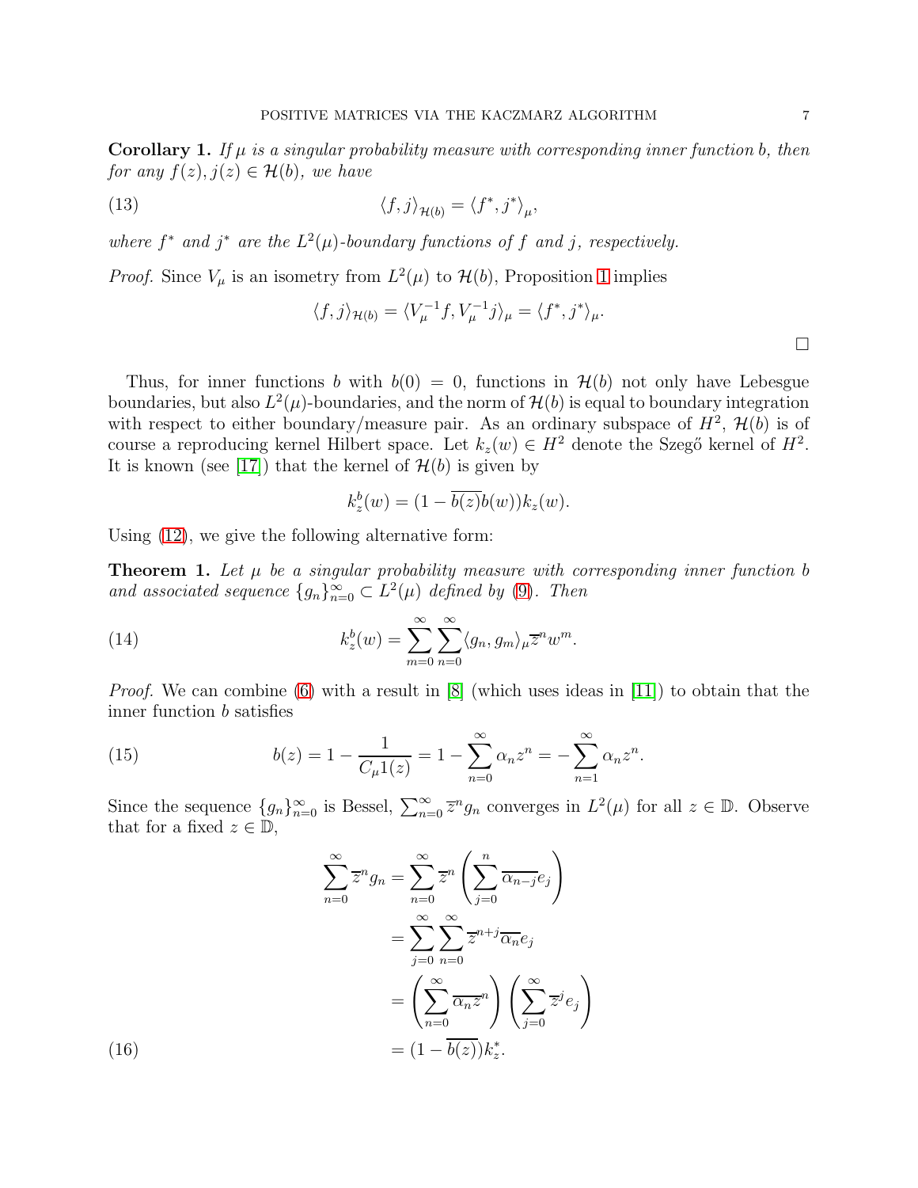**Corollary 1.** *If $\mu$ is a singular probability measure with corresponding inner function $b$, then for any $f(z), j(z) \in \mathcal{H}(b)$, we have*

$$\langle f, j\rangle_{\mathcal{H}(b)} = \langle f^*, j^*\rangle_\mu, \tag{13}$$

*where $f^*$ and $j^*$ are the $L^2(\mu)$-boundary functions of $f$ and $j$, respectively.*

*Proof.* Since $V_\mu$ is an isometry from $L^2(\mu)$ to $\mathcal{H}(b)$, Proposition 1 implies

$$\langle f, j\rangle_{\mathcal{H}(b)} = \langle V_\mu^{-1} f, V_\mu^{-1} j\rangle_\mu = \langle f^*, j^*\rangle_\mu.$$

□

Thus, for inner functions $b$ with $b(0) = 0$, functions in $\mathcal{H}(b)$ not only have Lebesgue boundaries, but also $L^2(\mu)$-boundaries, and the norm of $\mathcal{H}(b)$ is equal to boundary integration with respect to either boundary/measure pair. As an ordinary subspace of $H^2$, $\mathcal{H}(b)$ is of course a reproducing kernel Hilbert space. Let $k_z(w) \in H^2$ denote the Szegő kernel of $H^2$. It is known (see [17]) that the kernel of $\mathcal{H}(b)$ is given by

$$k_z^b(w) = (1 - \overline{b(z)} b(w)) k_z(w).$$

Using (12), we give the following alternative form:

**Theorem 1.** *Let $\mu$ be a singular probability measure with corresponding inner function $b$ and associated sequence $\{g_n\}_{n=0}^\infty \subset L^2(\mu)$ defined by (9). Then*

$$k_z^b(w) = \sum_{m=0}^\infty \sum_{n=0}^\infty \langle g_n, g_m\rangle_\mu \overline{z}^n w^m. \tag{14}$$

*Proof.* We can combine (6) with a result in [8] (which uses ideas in [11]) to obtain that the inner function $b$ satisfies

$$b(z) = 1 - \frac{1}{C_\mu 1(z)} = 1 - \sum_{n=0}^\infty \alpha_n z^n = -\sum_{n=1}^\infty \alpha_n z^n. \tag{15}$$

Since the sequence $\{g_n\}_{n=0}^\infty$ is Bessel, $\sum_{n=0}^\infty \overline{z}^n g_n$ converges in $L^2(\mu)$ for all $z \in \mathbb{D}$. Observe that for a fixed $z \in \mathbb{D}$,

$$\begin{aligned}
\sum_{n=0}^\infty \overline{z}^n g_n &= \sum_{n=0}^\infty \overline{z}^n \left( \sum_{j=0}^n \overline{\alpha_{n-j}} e_j \right) \\
&= \sum_{j=0}^\infty \sum_{n=0}^\infty \overline{z}^{n+j} \overline{\alpha_n} e_j \\
&= \left( \sum_{n=0}^\infty \overline{\alpha_n} \overline{z}^n \right) \left( \sum_{j=0}^\infty \overline{z}^j e_j \right) \\
&= (1 - \overline{b(z)}) k_z^*.
\end{aligned} \tag{16}$$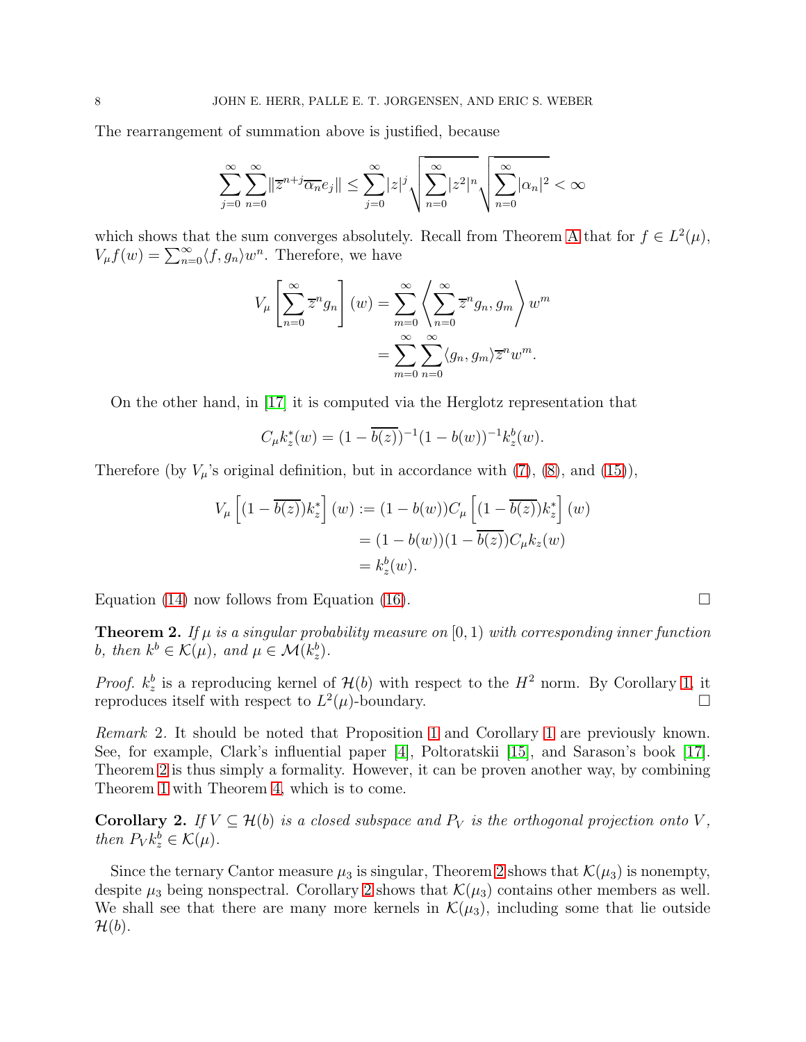The rearrangement of summation above is justified, because

$$\sum_{j=0}^{\infty}\sum_{n=0}^{\infty}\|\overline{z}^{n+j}\overline{\alpha_n}e_j\| \leq \sum_{j=0}^{\infty}|z|^j\sqrt{\sum_{n=0}^{\infty}|z^2|^n}\sqrt{\sum_{n=0}^{\infty}|\alpha_n|^2} < \infty$$

which shows that the sum converges absolutely. Recall from Theorem A that for $f \in L^2(\mu)$, $V_\mu f(w) = \sum_{n=0}^{\infty}\langle f, g_n\rangle w^n$. Therefore, we have

$$\begin{aligned} V_\mu\left[\sum_{n=0}^{\infty}\overline{z}^n g_n\right](w) &= \sum_{m=0}^{\infty}\left\langle \sum_{n=0}^{\infty}\overline{z}^n g_n, g_m\right\rangle w^m \\ &= \sum_{m=0}^{\infty}\sum_{n=0}^{\infty}\langle g_n, g_m\rangle \overline{z}^n w^m. \end{aligned}$$

On the other hand, in [17] it is computed via the Herglotz representation that

$$C_\mu k_z^*(w) = (1-\overline{b(z)})^{-1}(1-b(w))^{-1}k_z^b(w).$$

Therefore (by $V_\mu$'s original definition, but in accordance with (7), (8), and (15)),

$$\begin{aligned} V_\mu\left[(1-\overline{b(z)})k_z^*\right](w) &:= (1-b(w))C_\mu\left[(1-\overline{b(z)})k_z^*\right](w) \\ &= (1-b(w))(1-\overline{b(z)})C_\mu k_z(w) \\ &= k_z^b(w). \end{aligned}$$

Equation (14) now follows from Equation (16). $\square$

**Theorem 2.** *If $\mu$ is a singular probability measure on $[0,1)$ with corresponding inner function $b$, then $k^b \in \mathcal{K}(\mu)$, and $\mu \in \mathcal{M}(k_z^b)$.*

*Proof.* $k_z^b$ is a reproducing kernel of $\mathcal{H}(b)$ with respect to the $H^2$ norm. By Corollary 1, it reproduces itself with respect to $L^2(\mu)$-boundary. $\square$

*Remark* 2. It should be noted that Proposition 1 and Corollary 1 are previously known. See, for example, Clark's influential paper [4], Poltoratskii [15], and Sarason's book [17]. Theorem 2 is thus simply a formality. However, it can be proven another way, by combining Theorem 1 with Theorem 4, which is to come.

**Corollary 2.** *If $V \subseteq \mathcal{H}(b)$ is a closed subspace and $P_V$ is the orthogonal projection onto $V$, then $P_V k_z^b \in \mathcal{K}(\mu)$.*

Since the ternary Cantor measure $\mu_3$ is singular, Theorem 2 shows that $\mathcal{K}(\mu_3)$ is nonempty, despite $\mu_3$ being nonspectral. Corollary 2 shows that $\mathcal{K}(\mu_3)$ contains other members as well. We shall see that there are many more kernels in $\mathcal{K}(\mu_3)$, including some that lie outside $\mathcal{H}(b)$.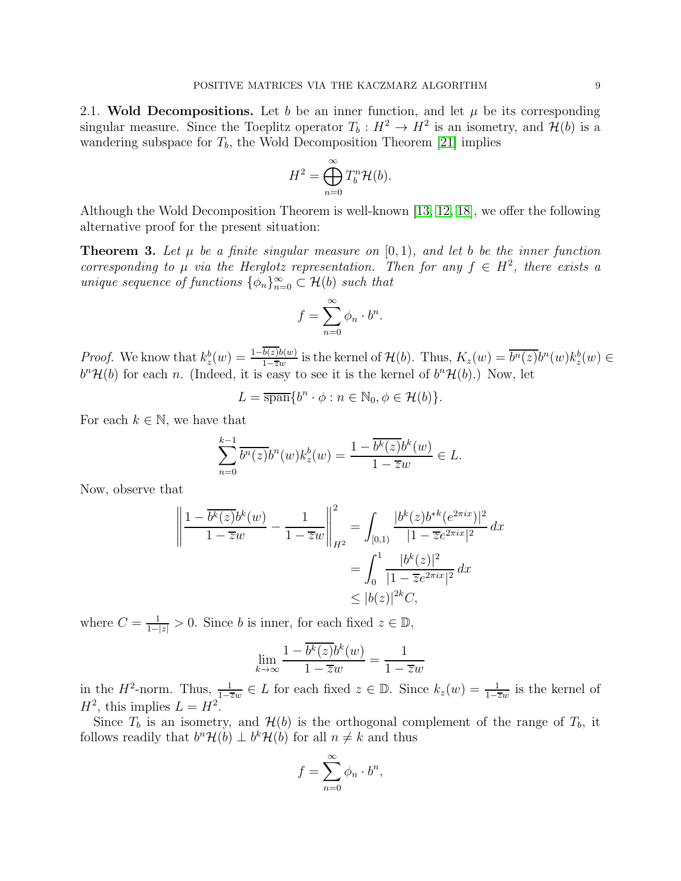2.1. **Wold Decompositions.** Let $b$ be an inner function, and let $\mu$ be its corresponding singular measure. Since the Toeplitz operator $T_b : H^2 \to H^2$ is an isometry, and $\mathcal{H}(b)$ is a wandering subspace for $T_b$, the Wold Decomposition Theorem [21] implies

$$H^2 = \bigoplus_{n=0}^{\infty} T_b^n \mathcal{H}(b).$$

Although the Wold Decomposition Theorem is well-known [13, 12, 18], we offer the following alternative proof for the present situation:

**Theorem 3.** *Let $\mu$ be a finite singular measure on $[0, 1)$, and let $b$ be the inner function corresponding to $\mu$ via the Herglotz representation. Then for any $f \in H^2$, there exists a unique sequence of functions $\{\phi_n\}_{n=0}^{\infty} \subset \mathcal{H}(b)$ such that*

$$f = \sum_{n=0}^{\infty} \phi_n \cdot b^n.$$

*Proof.* We know that $k_z^b(w) = \frac{1-\overline{b(z)}b(w)}{1-\overline{z}w}$ is the kernel of $\mathcal{H}(b)$. Thus, $K_z(w) = \overline{b^n(z)}b^n(w)k_z^b(w) \in b^n\mathcal{H}(b)$ for each $n$. (Indeed, it is easy to see it is the kernel of $b^n\mathcal{H}(b)$.) Now, let

$$L = \overline{\text{span}}\{b^n \cdot \phi : n \in \mathbb{N}_0, \phi \in \mathcal{H}(b)\}.$$

For each $k \in \mathbb{N}$, we have that

$$\sum_{n=0}^{k-1} \overline{b^n(z)}b^n(w)k_z^b(w) = \frac{1-\overline{b^k(z)}b^k(w)}{1-\overline{z}w} \in L.$$

Now, observe that

$$\begin{aligned}
\left\| \frac{1-\overline{b^k(z)}b^k(w)}{1-\overline{z}w} - \frac{1}{1-\overline{z}w} \right\|_{H^2}^2 &= \int_{[0,1)} \frac{|b^k(z)b^{*k}(e^{2\pi ix})|^2}{|1-\overline{z}e^{2\pi ix}|^2}\, dx \\
&= \int_0^1 \frac{|b^k(z)|^2}{|1-\overline{z}e^{2\pi ix}|^2}\, dx \\
&\leq |b(z)|^{2k} C,
\end{aligned}$$

where $C = \frac{1}{1-|z|} > 0$. Since $b$ is inner, for each fixed $z \in \mathbb{D}$,

$$\lim_{k\to\infty} \frac{1-\overline{b^k(z)}b^k(w)}{1-\overline{z}w} = \frac{1}{1-\overline{z}w}$$

in the $H^2$-norm. Thus, $\frac{1}{1-\overline{z}w} \in L$ for each fixed $z \in \mathbb{D}$. Since $k_z(w) = \frac{1}{1-\overline{z}w}$ is the kernel of $H^2$, this implies $L = H^2$.

Since $T_b$ is an isometry, and $\mathcal{H}(b)$ is the orthogonal complement of the range of $T_b$, it follows readily that $b^n\mathcal{H}(b) \perp b^k\mathcal{H}(b)$ for all $n \neq k$ and thus

$$f = \sum_{n=0}^{\infty} \phi_n \cdot b^n,$$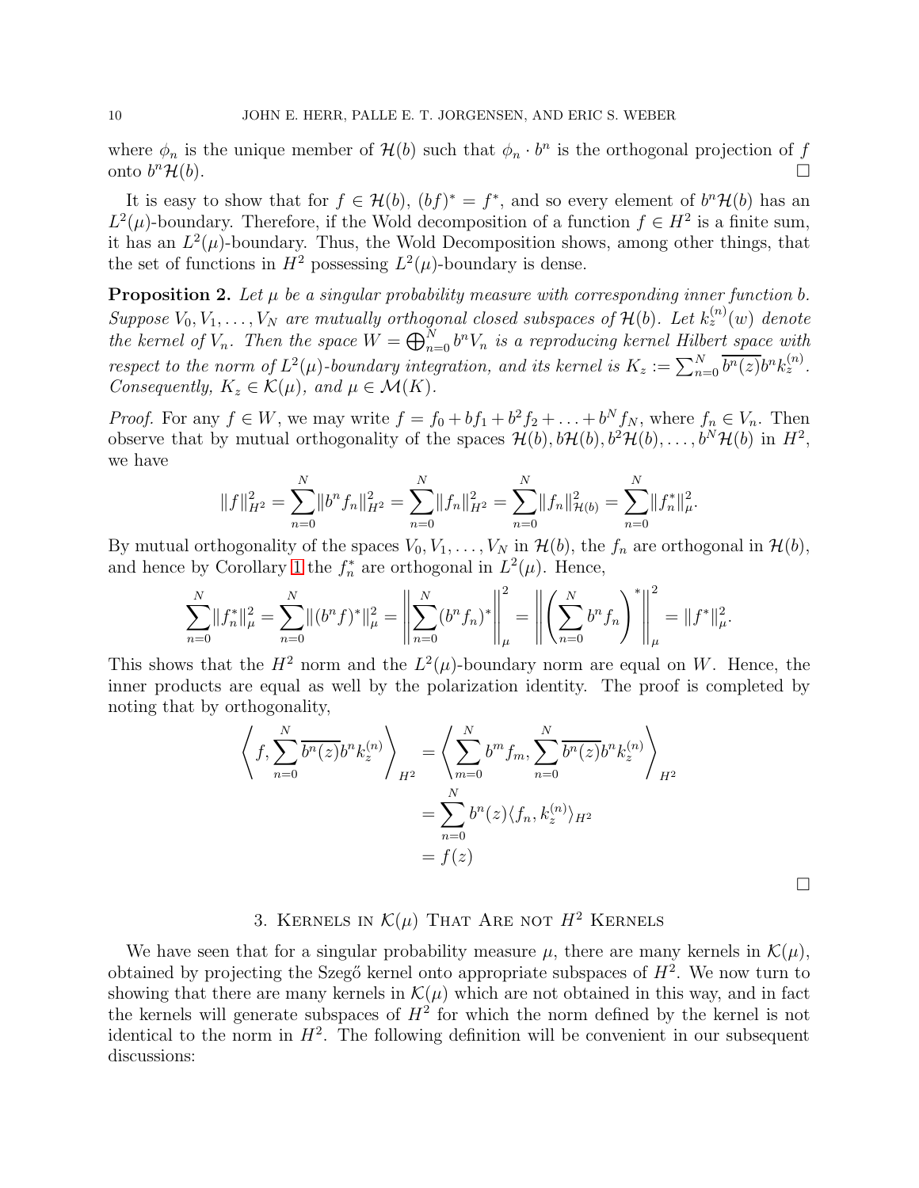where $\phi_n$ is the unique member of $\mathcal{H}(b)$ such that $\phi_n \cdot b^n$ is the orthogonal projection of $f$ onto $b^n\mathcal{H}(b)$. $\square$

It is easy to show that for $f \in \mathcal{H}(b)$, $(bf)^* = f^*$, and so every element of $b^n\mathcal{H}(b)$ has an $L^2(\mu)$-boundary. Therefore, if the Wold decomposition of a function $f \in H^2$ is a finite sum, it has an $L^2(\mu)$-boundary. Thus, the Wold Decomposition shows, among other things, that the set of functions in $H^2$ possessing $L^2(\mu)$-boundary is dense.

**Proposition 2.** *Let $\mu$ be a singular probability measure with corresponding inner function $b$. Suppose $V_0, V_1, \ldots, V_N$ are mutually orthogonal closed subspaces of $\mathcal{H}(b)$. Let $k_z^{(n)}(w)$ denote the kernel of $V_n$. Then the space $W = \bigoplus_{n=0}^{N} b^n V_n$ is a reproducing kernel Hilbert space with respect to the norm of $L^2(\mu)$-boundary integration, and its kernel is $K_z := \sum_{n=0}^{N} \overline{b^n(z)} b^n k_z^{(n)}$. Consequently, $K_z \in \mathcal{K}(\mu)$, and $\mu \in \mathcal{M}(K)$.*

*Proof.* For any $f \in W$, we may write $f = f_0 + bf_1 + b^2 f_2 + \ldots + b^N f_N$, where $f_n \in V_n$. Then observe that by mutual orthogonality of the spaces $\mathcal{H}(b), b\mathcal{H}(b), b^2\mathcal{H}(b), \ldots, b^N\mathcal{H}(b)$ in $H^2$, we have

$$\|f\|_{H^2}^2 = \sum_{n=0}^{N} \|b^n f_n\|_{H^2}^2 = \sum_{n=0}^{N} \|f_n\|_{H^2}^2 = \sum_{n=0}^{N} \|f_n\|_{\mathcal{H}(b)}^2 = \sum_{n=0}^{N} \|f_n^*\|_{\mu}^2.$$

By mutual orthogonality of the spaces $V_0, V_1, \ldots, V_N$ in $\mathcal{H}(b)$, the $f_n$ are orthogonal in $\mathcal{H}(b)$, and hence by Corollary 1 the $f_n^*$ are orthogonal in $L^2(\mu)$. Hence,

$$\sum_{n=0}^{N} \|f_n^*\|_{\mu}^2 = \sum_{n=0}^{N} \|(b^n f)^*\|_{\mu}^2 = \left\| \sum_{n=0}^{N} (b^n f_n)^* \right\|_{\mu}^2 = \left\| \left( \sum_{n=0}^{N} b^n f_n \right)^* \right\|_{\mu}^2 = \|f^*\|_{\mu}^2.$$

This shows that the $H^2$ norm and the $L^2(\mu)$-boundary norm are equal on $W$. Hence, the inner products are equal as well by the polarization identity. The proof is completed by noting that by orthogonality,

$$\begin{aligned}
\left\langle f, \sum_{n=0}^{N} \overline{b^n(z)} b^n k_z^{(n)} \right\rangle_{H^2} &= \left\langle \sum_{m=0}^{N} b^m f_m, \sum_{n=0}^{N} \overline{b^n(z)} b^n k_z^{(n)} \right\rangle_{H^2} \\
&= \sum_{n=0}^{N} b^n(z) \langle f_n, k_z^{(n)} \rangle_{H^2} \\
&= f(z)
\end{aligned}$$

$\square$

## 3. Kernels in $\mathcal{K}(\mu)$ That Are not $H^2$ Kernels

We have seen that for a singular probability measure $\mu$, there are many kernels in $\mathcal{K}(\mu)$, obtained by projecting the Szegő kernel onto appropriate subspaces of $H^2$. We now turn to showing that there are many kernels in $\mathcal{K}(\mu)$ which are not obtained in this way, and in fact the kernels will generate subspaces of $H^2$ for which the norm defined by the kernel is not identical to the norm in $H^2$. The following definition will be convenient in our subsequent discussions: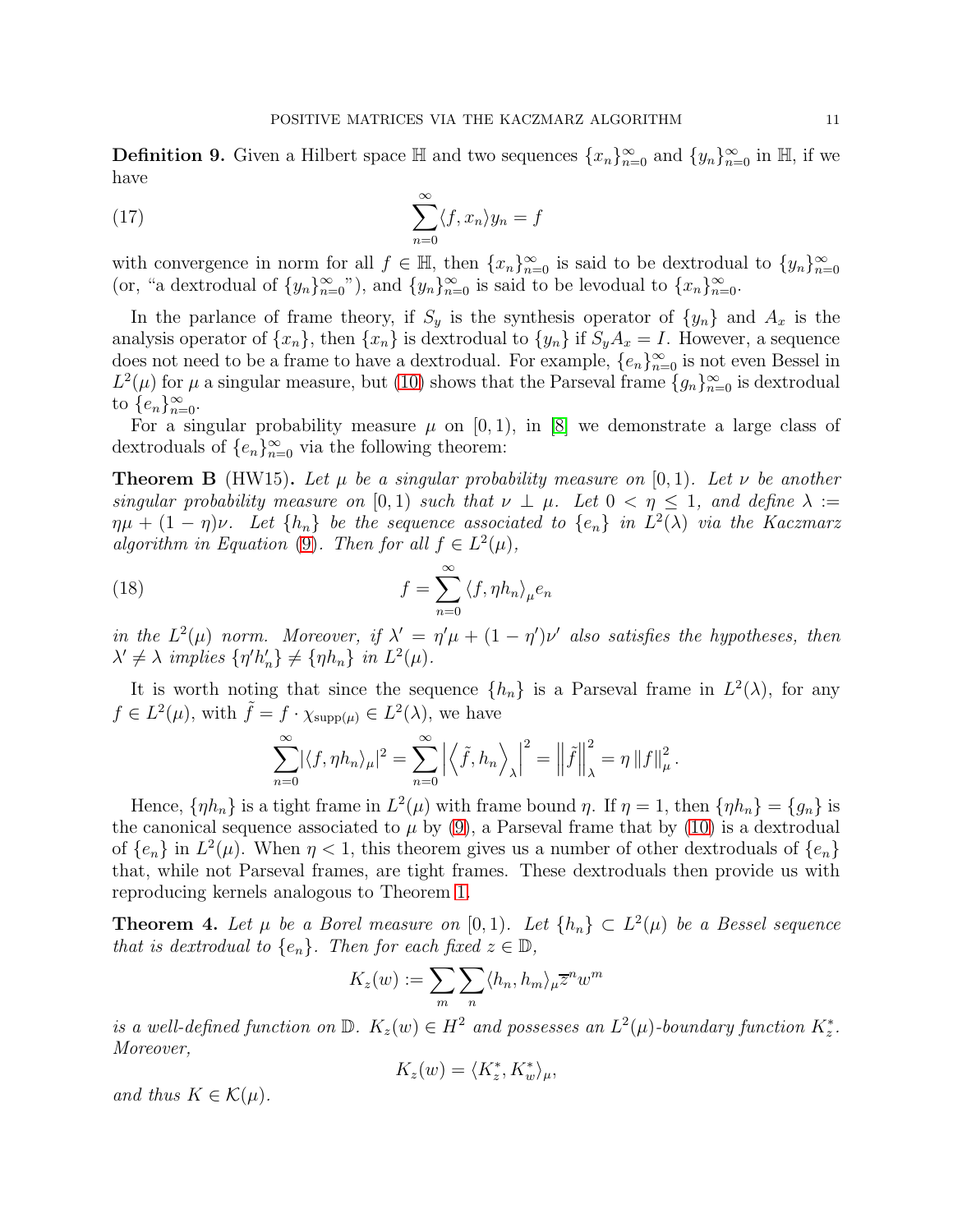**Definition 9.** Given a Hilbert space $\mathbb{H}$ and two sequences $\{x_n\}_{n=0}^{\infty}$ and $\{y_n\}_{n=0}^{\infty}$ in $\mathbb{H}$, if we have

$$\sum_{n=0}^{\infty} \langle f, x_n \rangle y_n = f \tag{17}$$

with convergence in norm for all $f \in \mathbb{H}$, then $\{x_n\}_{n=0}^{\infty}$ is said to be dextrodual to $\{y_n\}_{n=0}^{\infty}$ (or, "a dextrodual of $\{y_n\}_{n=0}^{\infty}$"), and $\{y_n\}_{n=0}^{\infty}$ is said to be levodual to $\{x_n\}_{n=0}^{\infty}$.

In the parlance of frame theory, if $S_y$ is the synthesis operator of $\{y_n\}$ and $A_x$ is the analysis operator of $\{x_n\}$, then $\{x_n\}$ is dextrodual to $\{y_n\}$ if $S_y A_x = I$. However, a sequence does not need to be a frame to have a dextrodual. For example, $\{e_n\}_{n=0}^{\infty}$ is not even Bessel in $L^2(\mu)$ for $\mu$ a singular measure, but (10) shows that the Parseval frame $\{g_n\}_{n=0}^{\infty}$ is dextrodual to $\{e_n\}_{n=0}^{\infty}$.

For a singular probability measure $\mu$ on $[0, 1)$, in [8] we demonstrate a large class of dextroduals of $\{e_n\}_{n=0}^{\infty}$ via the following theorem:

**Theorem B** (HW15)**.** *Let $\mu$ be a singular probability measure on $[0, 1)$. Let $\nu$ be another singular probability measure on $[0, 1)$ such that $\nu \perp \mu$. Let $0 < \eta \leq 1$, and define $\lambda := \eta\mu + (1 - \eta)\nu$. Let $\{h_n\}$ be the sequence associated to $\{e_n\}$ in $L^2(\lambda)$ via the Kaczmarz algorithm in Equation (9). Then for all $f \in L^2(\mu)$,*

$$f = \sum_{n=0}^{\infty} \langle f, \eta h_n \rangle_{\mu} e_n \tag{18}$$

*in the $L^2(\mu)$ norm. Moreover, if $\lambda' = \eta'\mu + (1 - \eta')\nu'$ also satisfies the hypotheses, then $\lambda' \neq \lambda$ implies $\{\eta' h'_n\} \neq \{\eta h_n\}$ in $L^2(\mu)$.*

It is worth noting that since the sequence $\{h_n\}$ is a Parseval frame in $L^2(\lambda)$, for any $f \in L^2(\mu)$, with $\tilde{f} = f \cdot \chi_{\text{supp}(\mu)} \in L^2(\lambda)$, we have

$$\sum_{n=0}^{\infty} |\langle f, \eta h_n \rangle_{\mu}|^2 = \sum_{n=0}^{\infty} \left| \left\langle \tilde{f}, h_n \right\rangle_{\lambda} \right|^2 = \left\| \tilde{f} \right\|_{\lambda}^2 = \eta \left\| f \right\|_{\mu}^2.$$

Hence, $\{\eta h_n\}$ is a tight frame in $L^2(\mu)$ with frame bound $\eta$. If $\eta = 1$, then $\{\eta h_n\} = \{g_n\}$ is the canonical sequence associated to $\mu$ by (9), a Parseval frame that by (10) is a dextrodual of $\{e_n\}$ in $L^2(\mu)$. When $\eta < 1$, this theorem gives us a number of other dextroduals of $\{e_n\}$ that, while not Parseval frames, are tight frames. These dextroduals then provide us with reproducing kernels analogous to Theorem 1.

**Theorem 4.** *Let $\mu$ be a Borel measure on $[0, 1)$. Let $\{h_n\} \subset L^2(\mu)$ be a Bessel sequence that is dextrodual to $\{e_n\}$. Then for each fixed $z \in \mathbb{D}$,*

$$K_z(w) := \sum_m \sum_n \langle h_n, h_m \rangle_{\mu} \overline{z}^n w^m$$

*is a well-defined function on $\mathbb{D}$. $K_z(w) \in H^2$ and possesses an $L^2(\mu)$-boundary function $K_z^*$. Moreover,*

$$K_z(w) = \langle K_z^*, K_w^* \rangle_{\mu},$$

*and thus $K \in \mathcal{K}(\mu)$.*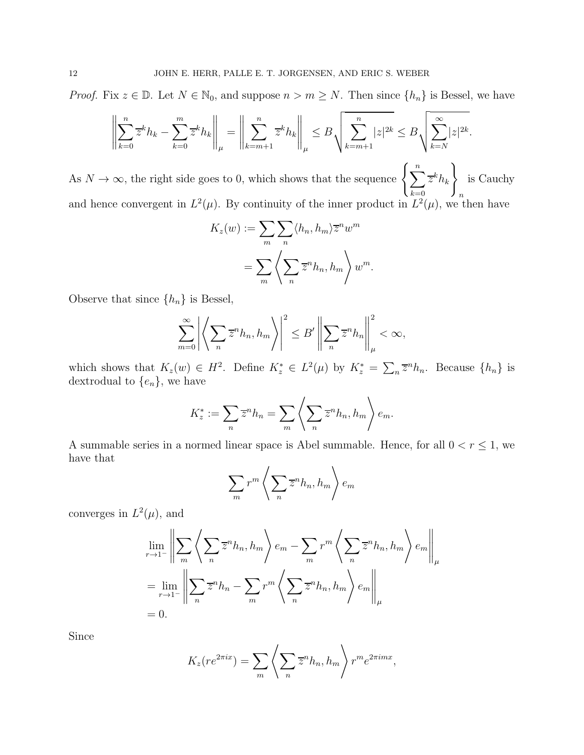*Proof.* Fix $z \in \mathbb{D}$. Let $N \in \mathbb{N}_0$, and suppose $n > m \geq N$. Then since $\{h_n\}$ is Bessel, we have

$$\left\| \sum_{k=0}^{n} \overline{z}^k h_k - \sum_{k=0}^{m} \overline{z}^k h_k \right\|_\mu = \left\| \sum_{k=m+1}^{n} \overline{z}^k h_k \right\|_\mu \leq B \sqrt{\sum_{k=m+1}^{n} |z|^{2k}} \leq B \sqrt{\sum_{k=N}^{\infty} |z|^{2k}}.$$

As $N \to \infty$, the right side goes to 0, which shows that the sequence $\left\{ \sum_{k=0}^{n} \overline{z}^k h_k \right\}_n$ is Cauchy and hence convergent in $L^2(\mu)$. By continuity of the inner product in $L^2(\mu)$, we then have

$$\begin{aligned} K_z(w) &:= \sum_m \sum_n \langle h_n, h_m \rangle \overline{z}^n w^m \\ &= \sum_m \left\langle \sum_n \overline{z}^n h_n, h_m \right\rangle w^m. \end{aligned}$$

Observe that since $\{h_n\}$ is Bessel,

$$\sum_{m=0}^{\infty} \left| \left\langle \sum_n \overline{z}^n h_n, h_m \right\rangle \right|^2 \leq B' \left\| \sum_n \overline{z}^n h_n \right\|_\mu^2 < \infty,$$

which shows that $K_z(w) \in H^2$. Define $K_z^* \in L^2(\mu)$ by $K_z^* = \sum_n \overline{z}^n h_n$. Because $\{h_n\}$ is dextrodual to $\{e_n\}$, we have

$$K_z^* := \sum_n \overline{z}^n h_n = \sum_m \left\langle \sum_n \overline{z}^n h_n, h_m \right\rangle e_m.$$

A summable series in a normed linear space is Abel summable. Hence, for all $0 < r \leq 1$, we have that

$$\sum_m r^m \left\langle \sum_n \overline{z}^n h_n, h_m \right\rangle e_m$$

converges in $L^2(\mu)$, and

$$\begin{aligned} &\lim_{r \to 1^-} \left\| \sum_m \left\langle \sum_n \overline{z}^n h_n, h_m \right\rangle e_m - \sum_m r^m \left\langle \sum_n \overline{z}^n h_n, h_m \right\rangle e_m \right\|_\mu \\ &= \lim_{r \to 1^-} \left\| \sum_n \overline{z}^n h_n - \sum_m r^m \left\langle \sum_n \overline{z}^n h_n, h_m \right\rangle e_m \right\|_\mu \\ &= 0. \end{aligned}$$

Since

$$K_z(re^{2\pi i x}) = \sum_m \left\langle \sum_n \overline{z}^n h_n, h_m \right\rangle r^m e^{2\pi i m x},$$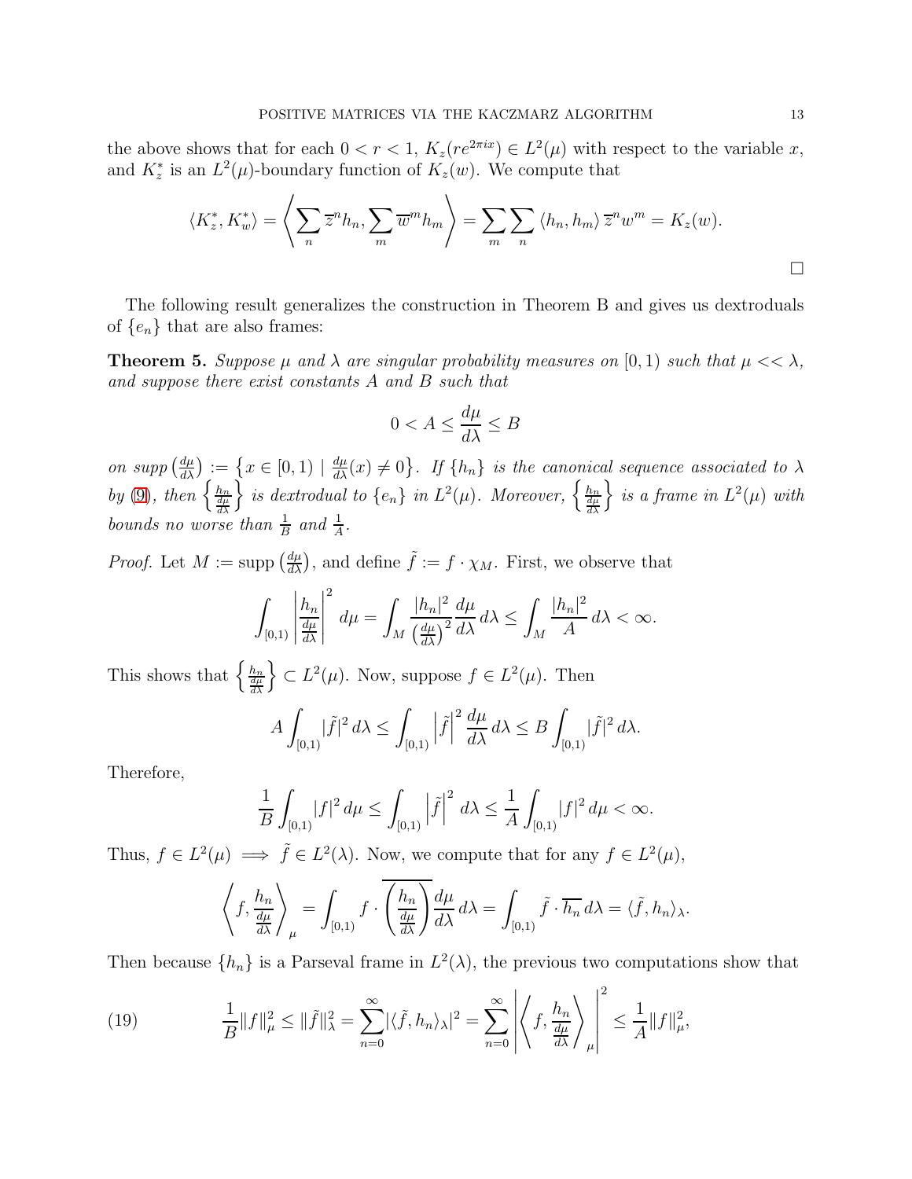the above shows that for each $0 < r < 1$, $K_z(re^{2\pi i x}) \in L^2(\mu)$ with respect to the variable $x$, and $K_z^*$ is an $L^2(\mu)$-boundary function of $K_z(w)$. We compute that

$$\langle K_z^*, K_w^* \rangle = \left\langle \sum_n \overline{z}^n h_n, \sum_m \overline{w}^m h_m \right\rangle = \sum_m \sum_n \langle h_n, h_m \rangle \, \overline{z}^n w^m = K_z(w).$$

□

The following result generalizes the construction in Theorem B and gives us dextroduals of $\{e_n\}$ that are also frames:

**Theorem 5.** *Suppose $\mu$ and $\lambda$ are singular probability measures on $[0, 1)$ such that $\mu << \lambda$, and suppose there exist constants $A$ and $B$ such that*

$$0 < A \leq \frac{d\mu}{d\lambda} \leq B$$

*on $supp\left(\frac{d\mu}{d\lambda}\right) := \left\{x \in [0, 1) \mid \frac{d\mu}{d\lambda}(x) \neq 0\right\}$. If $\{h_n\}$ is the canonical sequence associated to $\lambda$ by (9), then $\left\{\frac{h_n}{\frac{d\mu}{d\lambda}}\right\}$ is dextrodual to $\{e_n\}$ in $L^2(\mu)$. Moreover, $\left\{\frac{h_n}{\frac{d\mu}{d\lambda}}\right\}$ is a frame in $L^2(\mu)$ with bounds no worse than $\frac{1}{B}$ and $\frac{1}{A}$.*

*Proof.* Let $M := \text{supp}\left(\frac{d\mu}{d\lambda}\right)$, and define $\tilde{f} := f \cdot \chi_M$. First, we observe that

$$\int_{[0,1)} \left| \frac{h_n}{\frac{d\mu}{d\lambda}} \right|^2 d\mu = \int_M \frac{|h_n|^2}{\left(\frac{d\mu}{d\lambda}\right)^2} \frac{d\mu}{d\lambda} \, d\lambda \leq \int_M \frac{|h_n|^2}{A} \, d\lambda < \infty.$$

This shows that $\left\{\frac{h_n}{\frac{d\mu}{d\lambda}}\right\} \subset L^2(\mu)$. Now, suppose $f \in L^2(\mu)$. Then

$$A \int_{[0,1)} |\tilde{f}|^2 \, d\lambda \leq \int_{[0,1)} \left|\tilde{f}\right|^2 \frac{d\mu}{d\lambda} \, d\lambda \leq B \int_{[0,1)} |\tilde{f}|^2 \, d\lambda.$$

Therefore,

$$\frac{1}{B} \int_{[0,1)} |f|^2 \, d\mu \leq \int_{[0,1)} \left|\tilde{f}\right|^2 \, d\lambda \leq \frac{1}{A} \int_{[0,1)} |f|^2 \, d\mu < \infty.$$

Thus, $f \in L^2(\mu) \implies \tilde{f} \in L^2(\lambda)$. Now, we compute that for any $f \in L^2(\mu)$,

$$\left\langle f, \frac{h_n}{\frac{d\mu}{d\lambda}} \right\rangle_\mu = \int_{[0,1)} f \cdot \overline{\left(\frac{h_n}{\frac{d\mu}{d\lambda}}\right)} \frac{d\mu}{d\lambda} \, d\lambda = \int_{[0,1)} \tilde{f} \cdot \overline{h_n} \, d\lambda = \langle \tilde{f}, h_n \rangle_\lambda.$$

Then because $\{h_n\}$ is a Parseval frame in $L^2(\lambda)$, the previous two computations show that

$$\frac{1}{B} \|f\|_\mu^2 \leq \|\tilde{f}\|_\lambda^2 = \sum_{n=0}^{\infty} |\langle \tilde{f}, h_n \rangle_\lambda|^2 = \sum_{n=0}^{\infty} \left| \left\langle f, \frac{h_n}{\frac{d\mu}{d\lambda}} \right\rangle_\mu \right|^2 \leq \frac{1}{A} \|f\|_\mu^2, \tag{19}$$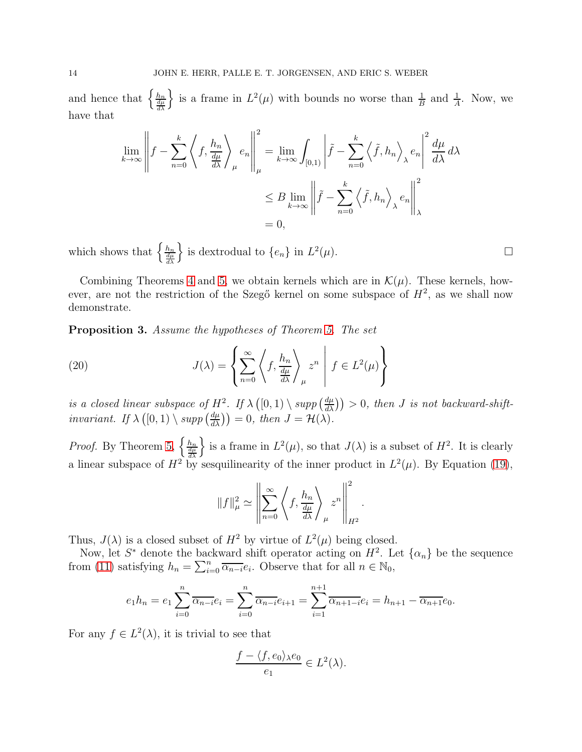and hence that $\left\{\frac{h_n}{\frac{d\mu}{d\lambda}}\right\}$ is a frame in $L^2(\mu)$ with bounds no worse than $\frac{1}{B}$ and $\frac{1}{A}$. Now, we have that

$$
\begin{aligned}
\lim_{k\to\infty}\left\| f - \sum_{n=0}^{k} \left\langle f, \frac{h_n}{\frac{d\mu}{d\lambda}} \right\rangle_{\mu} e_n \right\|_{\mu}^2 &= \lim_{k\to\infty} \int_{[0,1)} \left| \tilde{f} - \sum_{n=0}^{k} \left\langle \tilde{f}, h_n \right\rangle_{\lambda} e_n \right|^2 \frac{d\mu}{d\lambda}\, d\lambda \\
&\leq B \lim_{k\to\infty} \left\| \tilde{f} - \sum_{n=0}^{k} \left\langle \tilde{f}, h_n \right\rangle_{\lambda} e_n \right\|_{\lambda}^2 \\
&= 0,
\end{aligned}
$$

which shows that $\left\{\frac{h_n}{\frac{d\mu}{d\lambda}}\right\}$ is dextrodual to $\{e_n\}$ in $L^2(\mu)$. $\square$

Combining Theorems 4 and 5, we obtain kernels which are in $\mathcal{K}(\mu)$. These kernels, however, are not the restriction of the Szegő kernel on some subspace of $H^2$, as we shall now demonstrate.

**Proposition 3.** *Assume the hypotheses of Theorem 5. The set*

$$
J(\lambda) = \left\{ \sum_{n=0}^{\infty} \left\langle f, \frac{h_n}{\frac{d\mu}{d\lambda}} \right\rangle_{\mu} z^n \;\middle|\; f \in L^2(\mu) \right\} \tag{20}
$$

*is a closed linear subspace of $H^2$. If $\lambda\left([0,1)\setminus supp\left(\frac{d\mu}{d\lambda}\right)\right) > 0$, then $J$ is not backward-shift-invariant. If $\lambda\left([0,1)\setminus supp\left(\frac{d\mu}{d\lambda}\right)\right) = 0$, then $J = \mathcal{H}(\lambda)$.*

*Proof.* By Theorem 5, $\left\{\frac{h_n}{\frac{d\mu}{d\lambda}}\right\}$ is a frame in $L^2(\mu)$, so that $J(\lambda)$ is a subset of $H^2$. It is clearly a linear subspace of $H^2$ by sesquilinearity of the inner product in $L^2(\mu)$. By Equation (19),

$$
\|f\|_{\mu}^2 \simeq \left\| \sum_{n=0}^{\infty} \left\langle f, \frac{h_n}{\frac{d\mu}{d\lambda}} \right\rangle_{\mu} z^n \right\|_{H^2}^2.
$$

Thus, $J(\lambda)$ is a closed subset of $H^2$ by virtue of $L^2(\mu)$ being closed.

Now, let $S^*$ denote the backward shift operator acting on $H^2$. Let $\{\alpha_n\}$ be the sequence from (11) satisfying $h_n = \sum_{i=0}^{n} \overline{\alpha_{n-i}} e_i$. Observe that for all $n \in \mathbb{N}_0$,

$$
e_1 h_n = e_1 \sum_{i=0}^{n} \overline{\alpha_{n-i}} e_i = \sum_{i=0}^{n} \overline{\alpha_{n-i}} e_{i+1} = \sum_{i=1}^{n+1} \overline{\alpha_{n+1-i}} e_i = h_{n+1} - \overline{\alpha_{n+1}} e_0.
$$

For any $f \in L^2(\lambda)$, it is trivial to see that

$$
\frac{f - \langle f, e_0\rangle_{\lambda} e_0}{e_1} \in L^2(\lambda).
$$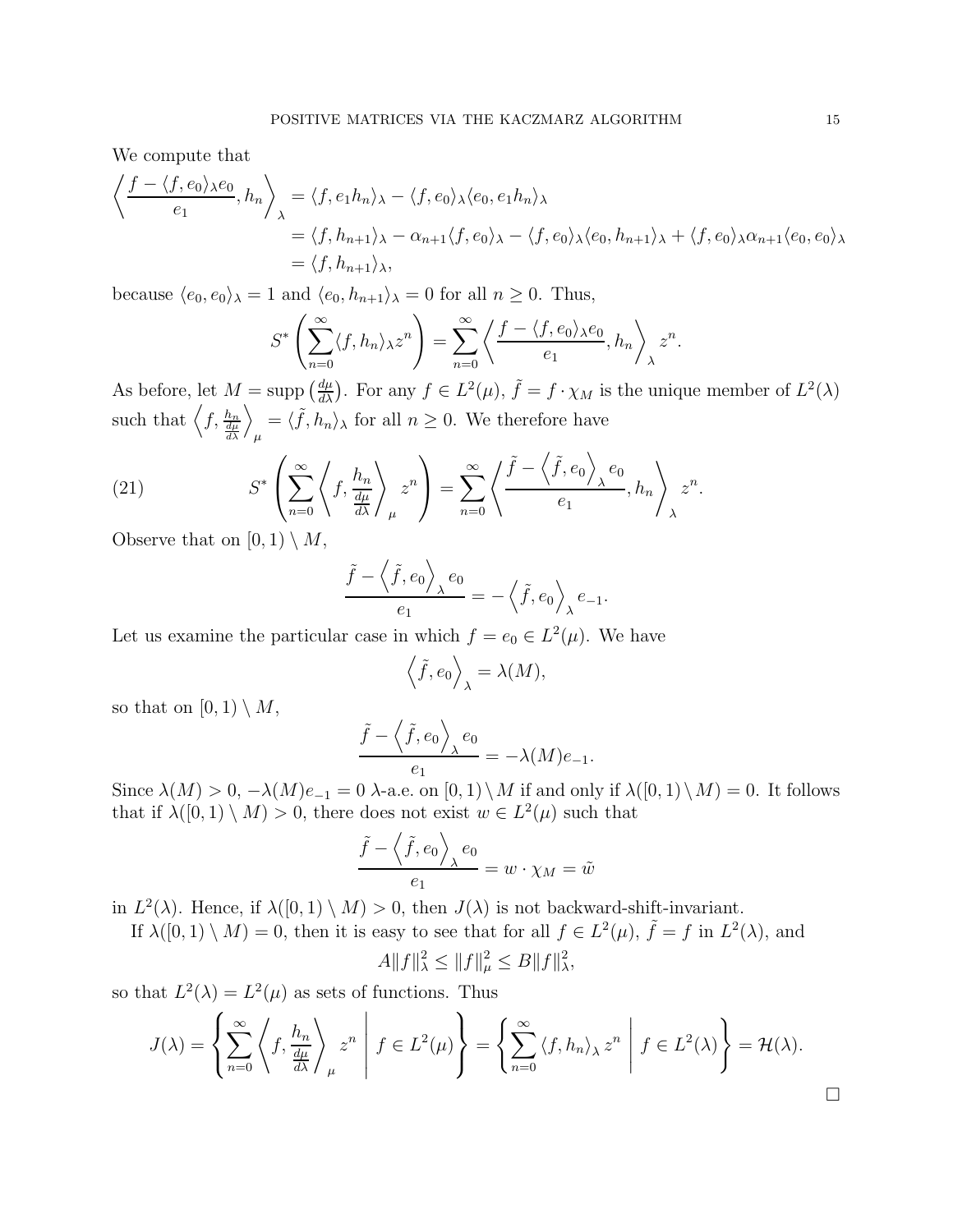We compute that

$$\left\langle \frac{f - \langle f, e_0 \rangle_\lambda e_0}{e_1}, h_n \right\rangle_\lambda = \langle f, e_1 h_n \rangle_\lambda - \langle f, e_0 \rangle_\lambda \langle e_0, e_1 h_n \rangle_\lambda$$
$$= \langle f, h_{n+1} \rangle_\lambda - \alpha_{n+1} \langle f, e_0 \rangle_\lambda - \langle f, e_0 \rangle_\lambda \langle e_0, h_{n+1} \rangle_\lambda + \langle f, e_0 \rangle_\lambda \alpha_{n+1} \langle e_0, e_0 \rangle_\lambda$$
$$= \langle f, h_{n+1} \rangle_\lambda,$$

because $\langle e_0, e_0 \rangle_\lambda = 1$ and $\langle e_0, h_{n+1} \rangle_\lambda = 0$ for all $n \geq 0$. Thus,

$$S^* \left( \sum_{n=0}^{\infty} \langle f, h_n \rangle_\lambda z^n \right) = \sum_{n=0}^{\infty} \left\langle \frac{f - \langle f, e_0 \rangle_\lambda e_0}{e_1}, h_n \right\rangle_\lambda z^n.$$

As before, let $M = \operatorname{supp}\left(\frac{d\mu}{d\lambda}\right)$. For any $f \in L^2(\mu)$, $\tilde{f} = f \cdot \chi_M$ is the unique member of $L^2(\lambda)$ such that $\left\langle f, \frac{h_n}{\frac{d\mu}{d\lambda}} \right\rangle_\mu = \langle \tilde{f}, h_n \rangle_\lambda$ for all $n \geq 0$. We therefore have

$$S^* \left( \sum_{n=0}^{\infty} \left\langle f, \frac{h_n}{\frac{d\mu}{d\lambda}} \right\rangle_\mu z^n \right) = \sum_{n=0}^{\infty} \left\langle \frac{\tilde{f} - \left\langle \tilde{f}, e_0 \right\rangle_\lambda e_0}{e_1}, h_n \right\rangle_\lambda z^n. \tag{21}$$

Observe that on $[0,1) \setminus M$,

$$\frac{\tilde{f} - \left\langle \tilde{f}, e_0 \right\rangle_\lambda e_0}{e_1} = - \left\langle \tilde{f}, e_0 \right\rangle_\lambda e_{-1}.$$

Let us examine the particular case in which $f = e_0 \in L^2(\mu)$. We have

$$\left\langle \tilde{f}, e_0 \right\rangle_\lambda = \lambda(M),$$

so that on $[0,1) \setminus M$,

$$\frac{\tilde{f} - \left\langle \tilde{f}, e_0 \right\rangle_\lambda e_0}{e_1} = -\lambda(M) e_{-1}.$$

Since $\lambda(M) > 0$, $-\lambda(M) e_{-1} = 0$ $\lambda$-a.e. on $[0,1) \setminus M$ if and only if $\lambda([0,1) \setminus M) = 0$. It follows that if $\lambda([0,1) \setminus M) > 0$, there does not exist $w \in L^2(\mu)$ such that

$$\frac{\tilde{f} - \left\langle \tilde{f}, e_0 \right\rangle_\lambda e_0}{e_1} = w \cdot \chi_M = \tilde{w}$$

in $L^2(\lambda)$. Hence, if $\lambda([0,1) \setminus M) > 0$, then $J(\lambda)$ is not backward-shift-invariant.

If $\lambda([0,1) \setminus M) = 0$, then it is easy to see that for all $f \in L^2(\mu)$, $\tilde{f} = f$ in $L^2(\lambda)$, and

$$A \|f\|_\lambda^2 \leq \|f\|_\mu^2 \leq B \|f\|_\lambda^2,$$

so that $L^2(\lambda) = L^2(\mu)$ as sets of functions. Thus

$$J(\lambda) = \left\{ \sum_{n=0}^{\infty} \left\langle f, \frac{h_n}{\frac{d\mu}{d\lambda}} \right\rangle_\mu z^n \;\middle|\; f \in L^2(\mu) \right\} = \left\{ \sum_{n=0}^{\infty} \langle f, h_n \rangle_\lambda z^n \;\middle|\; f \in L^2(\lambda) \right\} = \mathcal{H}(\lambda).$$

$\square$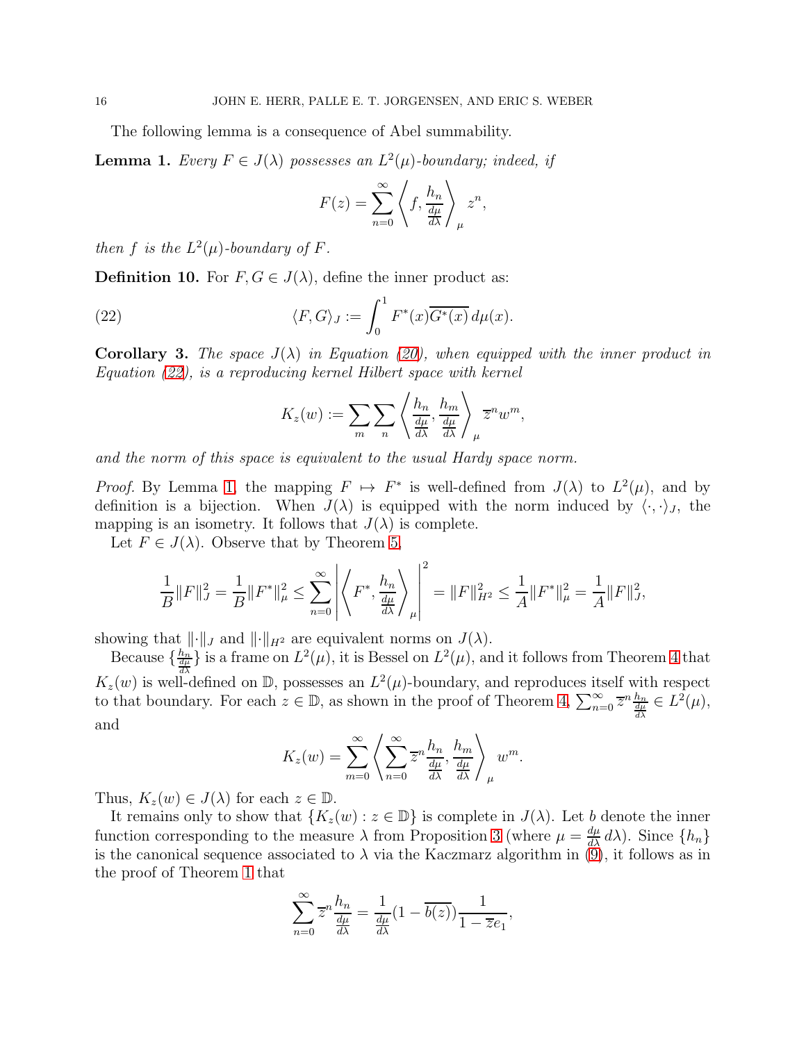The following lemma is a consequence of Abel summability.

**Lemma 1.** *Every $F \in J(\lambda)$ possesses an $L^2(\mu)$-boundary; indeed, if*

$$F(z) = \sum_{n=0}^{\infty} \left\langle f, \frac{h_n}{\frac{d\mu}{d\lambda}} \right\rangle_{\mu} z^n,$$

*then $f$ is the $L^2(\mu)$-boundary of $F$.*

**Definition 10.** For $F, G \in J(\lambda)$, define the inner product as:

$$\langle F, G \rangle_J := \int_0^1 F^*(x)\overline{G^*(x)}\, d\mu(x). \tag{22}$$

**Corollary 3.** *The space $J(\lambda)$ in Equation (20), when equipped with the inner product in Equation (22), is a reproducing kernel Hilbert space with kernel*

$$K_z(w) := \sum_m \sum_n \left\langle \frac{h_n}{\frac{d\mu}{d\lambda}}, \frac{h_m}{\frac{d\mu}{d\lambda}} \right\rangle_{\mu} \overline{z}^n w^m,$$

*and the norm of this space is equivalent to the usual Hardy space norm.*

*Proof.* By Lemma 1, the mapping $F \mapsto F^*$ is well-defined from $J(\lambda)$ to $L^2(\mu)$, and by definition is a bijection. When $J(\lambda)$ is equipped with the norm induced by $\langle \cdot, \cdot \rangle_J$, the mapping is an isometry. It follows that $J(\lambda)$ is complete.

Let $F \in J(\lambda)$. Observe that by Theorem 5,

$$\frac{1}{B}\|F\|_J^2 = \frac{1}{B}\|F^*\|_{\mu}^2 \leq \sum_{n=0}^{\infty} \left| \left\langle F^*, \frac{h_n}{\frac{d\mu}{d\lambda}} \right\rangle_{\mu} \right|^2 = \|F\|_{H^2}^2 \leq \frac{1}{A}\|F^*\|_{\mu}^2 = \frac{1}{A}\|F\|_J^2,$$

showing that $\|\cdot\|_J$ and $\|\cdot\|_{H^2}$ are equivalent norms on $J(\lambda)$.

Because $\{\frac{h_n}{\frac{d\mu}{d\lambda}}\}$ is a frame on $L^2(\mu)$, it is Bessel on $L^2(\mu)$, and it follows from Theorem 4 that $K_z(w)$ is well-defined on $\mathbb{D}$, possesses an $L^2(\mu)$-boundary, and reproduces itself with respect to that boundary. For each $z \in \mathbb{D}$, as shown in the proof of Theorem 4, $\sum_{n=0}^{\infty} \overline{z}^n \frac{h_n}{\frac{d\mu}{d\lambda}} \in L^2(\mu)$, and

$$K_z(w) = \sum_{m=0}^{\infty} \left\langle \sum_{n=0}^{\infty} \overline{z}^n \frac{h_n}{\frac{d\mu}{d\lambda}}, \frac{h_m}{\frac{d\mu}{d\lambda}} \right\rangle_{\mu} w^m.$$

Thus, $K_z(w) \in J(\lambda)$ for each $z \in \mathbb{D}$.

It remains only to show that $\{K_z(w) : z \in \mathbb{D}\}$ is complete in $J(\lambda)$. Let $b$ denote the inner function corresponding to the measure $\lambda$ from Proposition 3 (where $\mu = \frac{d\mu}{d\lambda}\, d\lambda$). Since $\{h_n\}$ is the canonical sequence associated to $\lambda$ via the Kaczmarz algorithm in (9), it follows as in the proof of Theorem 1 that

$$\sum_{n=0}^{\infty} \overline{z}^n \frac{h_n}{\frac{d\mu}{d\lambda}} = \frac{1}{\frac{d\mu}{d\lambda}}(1 - \overline{b(z)})\frac{1}{1 - \overline{z}e_1},$$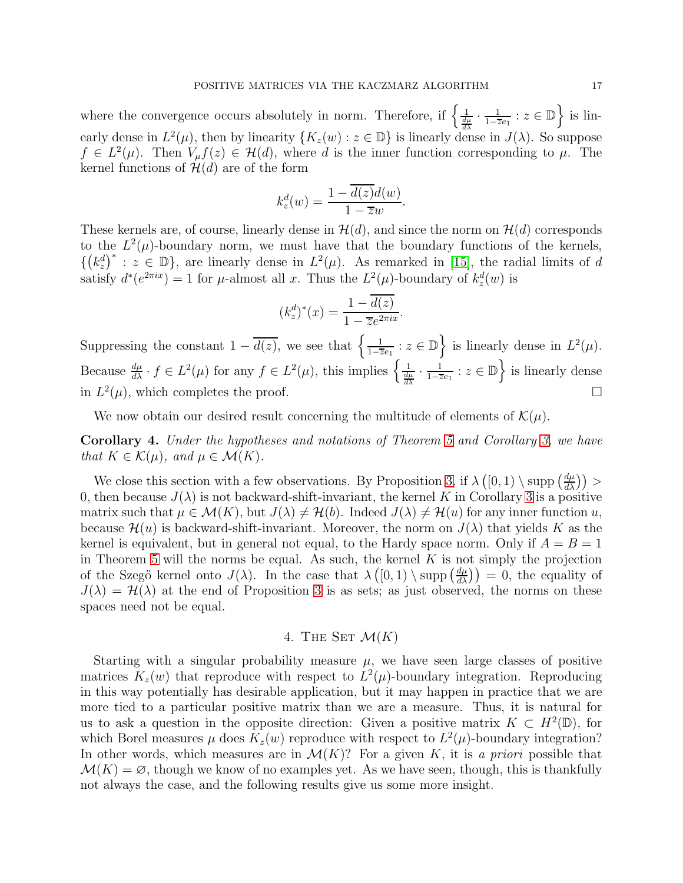where the convergence occurs absolutely in norm. Therefore, if $\left\{ \frac{1}{\frac{d\mu}{d\lambda}} \cdot \frac{1}{1-\overline{z}e_1} : z \in \mathbb{D} \right\}$ is linearly dense in $L^2(\mu)$, then by linearity $\{K_z(w) : z \in \mathbb{D}\}$ is linearly dense in $J(\lambda)$. So suppose $f \in L^2(\mu)$. Then $V_\mu f(z) \in \mathcal{H}(d)$, where $d$ is the inner function corresponding to $\mu$. The kernel functions of $\mathcal{H}(d)$ are of the form

$$k_z^d(w) = \frac{1 - \overline{d(z)}d(w)}{1 - \overline{z}w}.$$

These kernels are, of course, linearly dense in $\mathcal{H}(d)$, and since the norm on $\mathcal{H}(d)$ corresponds to the $L^2(\mu)$-boundary norm, we must have that the boundary functions of the kernels, $\{\left(k_z^d\right)^* : z \in \mathbb{D}\}$, are linearly dense in $L^2(\mu)$. As remarked in [15], the radial limits of $d$ satisfy $d^*(e^{2\pi ix}) = 1$ for $\mu$-almost all $x$. Thus the $L^2(\mu)$-boundary of $k_z^d(w)$ is

$$(k_z^d)^*(x) = \frac{1 - \overline{d(z)}}{1 - \overline{z}e^{2\pi ix}}.$$

Suppressing the constant $1 - \overline{d(z)}$, we see that $\left\{ \frac{1}{1-\overline{z}e_1} : z \in \mathbb{D} \right\}$ is linearly dense in $L^2(\mu)$. Because $\frac{d\mu}{d\lambda} \cdot f \in L^2(\mu)$ for any $f \in L^2(\mu)$, this implies $\left\{ \frac{1}{\frac{d\mu}{d\lambda}} \cdot \frac{1}{1-\overline{z}e_1} : z \in \mathbb{D} \right\}$ is linearly dense in $L^2(\mu)$, which completes the proof. $\square$

We now obtain our desired result concerning the multitude of elements of $\mathcal{K}(\mu)$.

**Corollary 4.** *Under the hypotheses and notations of Theorem 5 and Corollary 3, we have that $K \in \mathcal{K}(\mu)$, and $\mu \in \mathcal{M}(K)$.*

We close this section with a few observations. By Proposition 3, if $\lambda\left([0,1) \setminus \operatorname{supp}\left(\frac{d\mu}{d\lambda}\right)\right) > 0$, then because $J(\lambda)$ is not backward-shift-invariant, the kernel $K$ in Corollary 3 is a positive matrix such that $\mu \in \mathcal{M}(K)$, but $J(\lambda) \neq \mathcal{H}(b)$. Indeed $J(\lambda) \neq \mathcal{H}(u)$ for any inner function $u$, because $\mathcal{H}(u)$ is backward-shift-invariant. Moreover, the norm on $J(\lambda)$ that yields $K$ as the kernel is equivalent, but in general not equal, to the Hardy space norm. Only if $A = B = 1$ in Theorem 5 will the norms be equal. As such, the kernel $K$ is not simply the projection of the Szegő kernel onto $J(\lambda)$. In the case that $\lambda\left([0,1) \setminus \operatorname{supp}\left(\frac{d\mu}{d\lambda}\right)\right) = 0$, the equality of $J(\lambda) = \mathcal{H}(\lambda)$ at the end of Proposition 3 is as sets; as just observed, the norms on these spaces need not be equal.

## 4. The Set $\mathcal{M}(K)$

Starting with a singular probability measure $\mu$, we have seen large classes of positive matrices $K_z(w)$ that reproduce with respect to $L^2(\mu)$-boundary integration. Reproducing in this way potentially has desirable application, but it may happen in practice that we are more tied to a particular positive matrix than we are a measure. Thus, it is natural for us to ask a question in the opposite direction: Given a positive matrix $K \subset H^2(\mathbb{D})$, for which Borel measures $\mu$ does $K_z(w)$ reproduce with respect to $L^2(\mu)$-boundary integration? In other words, which measures are in $\mathcal{M}(K)$? For a given $K$, it is *a priori* possible that $\mathcal{M}(K) = \varnothing$, though we know of no examples yet. As we have seen, though, this is thankfully not always the case, and the following results give us some more insight.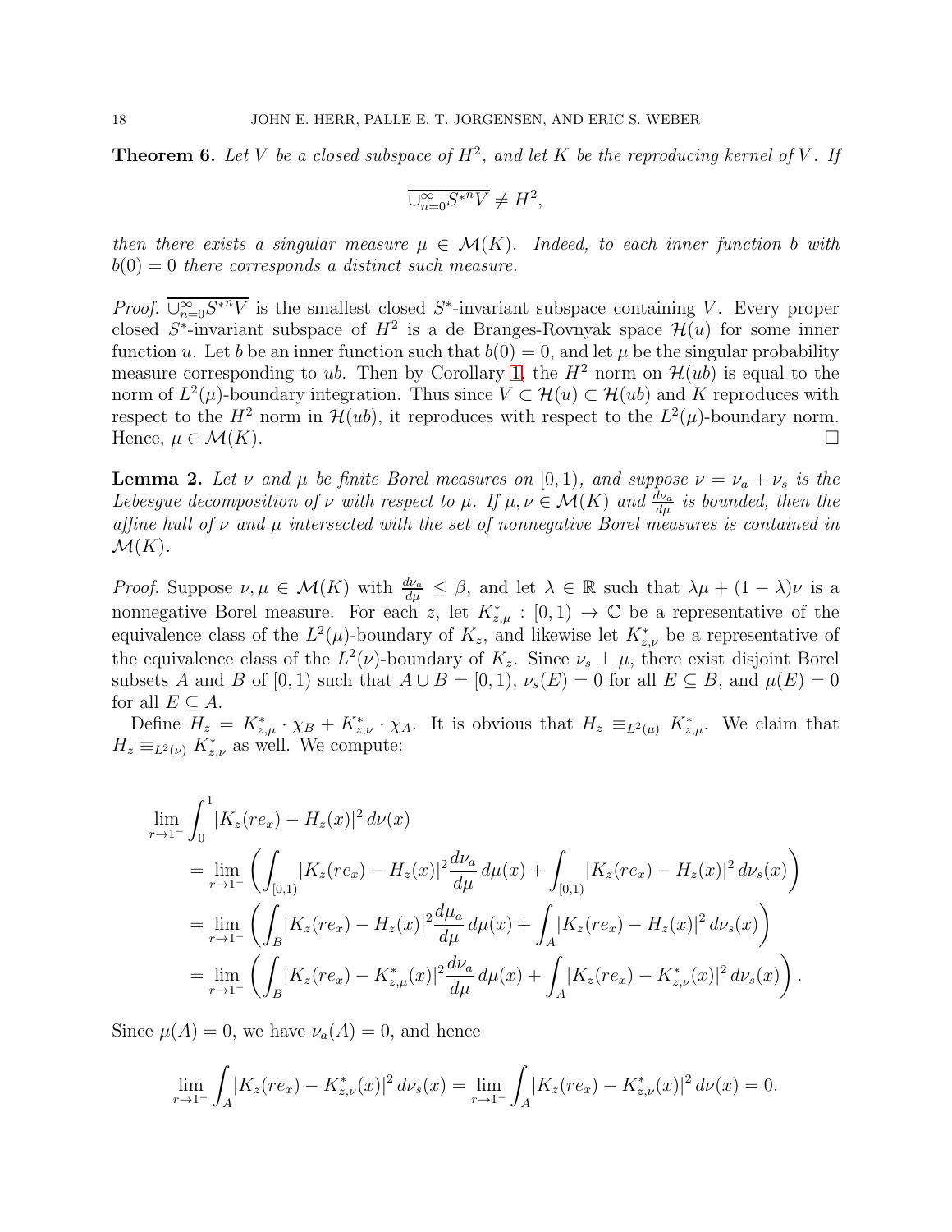**Theorem 6.** *Let $V$ be a closed subspace of $H^2$, and let $K$ be the reproducing kernel of $V$. If*

$$\overline{\cup_{n=0}^{\infty} S^{*n} V} \neq H^2,$$

*then there exists a singular measure $\mu \in \mathcal{M}(K)$. Indeed, to each inner function $b$ with $b(0) = 0$ there corresponds a distinct such measure.*

*Proof.* $\overline{\cup_{n=0}^{\infty} S^{*n} V}$ is the smallest closed $S^*$-invariant subspace containing $V$. Every proper closed $S^*$-invariant subspace of $H^2$ is a de Branges-Rovnyak space $\mathcal{H}(u)$ for some inner function $u$. Let $b$ be an inner function such that $b(0) = 0$, and let $\mu$ be the singular probability measure corresponding to $ub$. Then by Corollary 1, the $H^2$ norm on $\mathcal{H}(ub)$ is equal to the norm of $L^2(\mu)$-boundary integration. Thus since $V \subset \mathcal{H}(u) \subset \mathcal{H}(ub)$ and $K$ reproduces with respect to the $H^2$ norm in $\mathcal{H}(ub)$, it reproduces with respect to the $L^2(\mu)$-boundary norm. Hence, $\mu \in \mathcal{M}(K)$. $\square$

**Lemma 2.** *Let $\nu$ and $\mu$ be finite Borel measures on $[0, 1)$, and suppose $\nu = \nu_a + \nu_s$ is the Lebesgue decomposition of $\nu$ with respect to $\mu$. If $\mu, \nu \in \mathcal{M}(K)$ and $\frac{d\nu_a}{d\mu}$ is bounded, then the affine hull of $\nu$ and $\mu$ intersected with the set of nonnegative Borel measures is contained in $\mathcal{M}(K)$.*

*Proof.* Suppose $\nu, \mu \in \mathcal{M}(K)$ with $\frac{d\nu_a}{d\mu} \leq \beta$, and let $\lambda \in \mathbb{R}$ such that $\lambda\mu + (1 - \lambda)\nu$ is a nonnegative Borel measure. For each $z$, let $K^*_{z,\mu} : [0, 1) \to \mathbb{C}$ be a representative of the equivalence class of the $L^2(\mu)$-boundary of $K_z$, and likewise let $K^*_{z,\nu}$ be a representative of the equivalence class of the $L^2(\nu)$-boundary of $K_z$. Since $\nu_s \perp \mu$, there exist disjoint Borel subsets $A$ and $B$ of $[0, 1)$ such that $A \cup B = [0, 1)$, $\nu_s(E) = 0$ for all $E \subseteq B$, and $\mu(E) = 0$ for all $E \subseteq A$.

Define $H_z = K^*_{z,\mu} \cdot \chi_B + K^*_{z,\nu} \cdot \chi_A$. It is obvious that $H_z \equiv_{L^2(\mu)} K^*_{z,\mu}$. We claim that $H_z \equiv_{L^2(\nu)} K^*_{z,\nu}$ as well. We compute:

$$\begin{aligned}
\lim_{r\to 1^-} \int_0^1 &|K_z(re_x) - H_z(x)|^2 \, d\nu(x) \\
&= \lim_{r\to 1^-} \left( \int_{[0,1)} |K_z(re_x) - H_z(x)|^2 \frac{d\nu_a}{d\mu} \, d\mu(x) + \int_{[0,1)} |K_z(re_x) - H_z(x)|^2 \, d\nu_s(x) \right) \\
&= \lim_{r\to 1^-} \left( \int_B |K_z(re_x) - H_z(x)|^2 \frac{d\mu_a}{d\mu} \, d\mu(x) + \int_A |K_z(re_x) - H_z(x)|^2 \, d\nu_s(x) \right) \\
&= \lim_{r\to 1^-} \left( \int_B |K_z(re_x) - K^*_{z,\mu}(x)|^2 \frac{d\nu_a}{d\mu} \, d\mu(x) + \int_A |K_z(re_x) - K^*_{z,\nu}(x)|^2 \, d\nu_s(x) \right).
\end{aligned}$$

Since $\mu(A) = 0$, we have $\nu_a(A) = 0$, and hence

$$\lim_{r\to 1^-} \int_A |K_z(re_x) - K^*_{z,\nu}(x)|^2 \, d\nu_s(x) = \lim_{r\to 1^-} \int_A |K_z(re_x) - K^*_{z,\nu}(x)|^2 \, d\nu(x) = 0.$$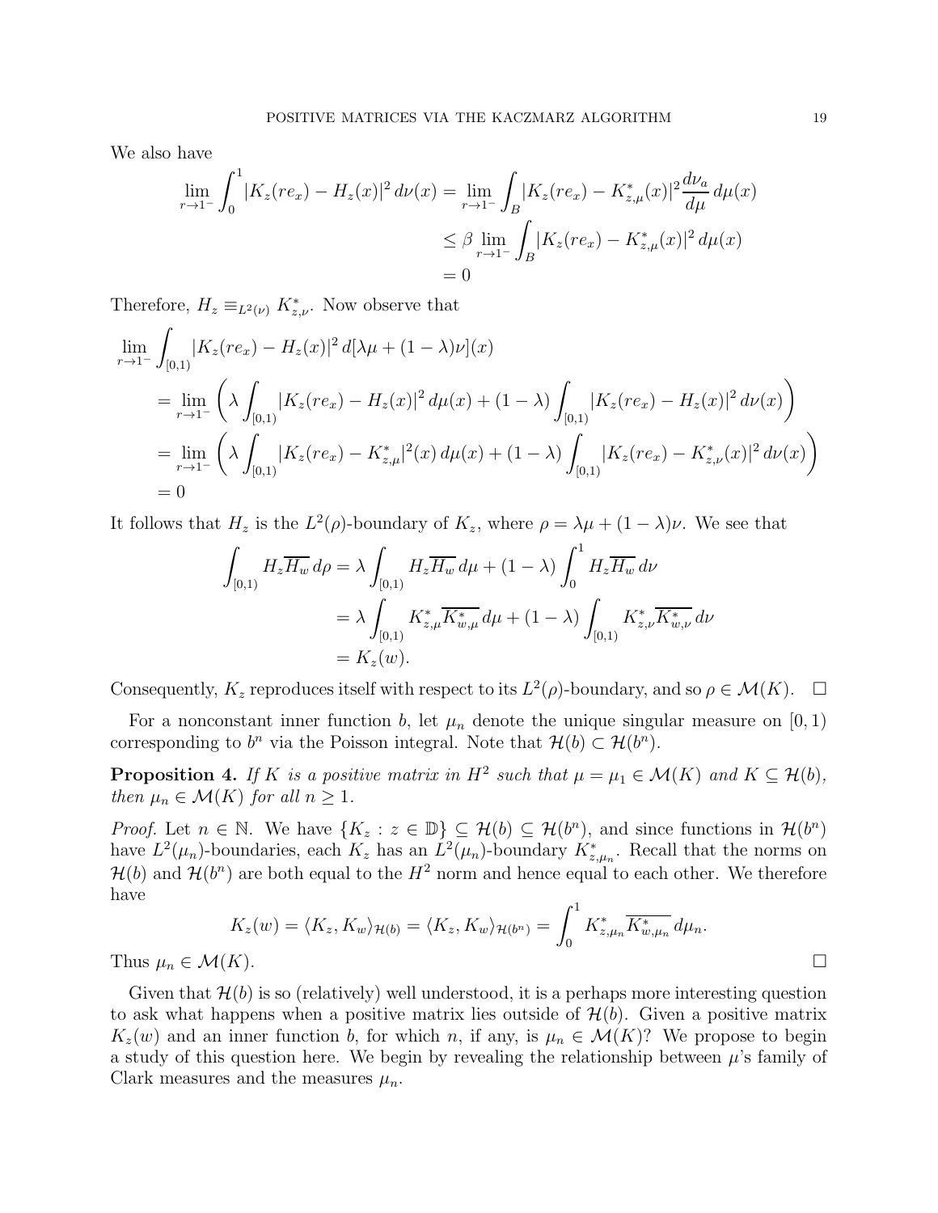We also have

$$
\begin{aligned}
\lim_{r\to 1^-} \int_0^1 |K_z(re_x) - H_z(x)|^2 \, d\nu(x) &= \lim_{r\to 1^-} \int_B |K_z(re_x) - K^*_{z,\mu}(x)|^2 \frac{d\nu_a}{d\mu} \, d\mu(x) \\
&\leq \beta \lim_{r\to 1^-} \int_B |K_z(re_x) - K^*_{z,\mu}(x)|^2 \, d\mu(x) \\
&= 0
\end{aligned}
$$

Therefore, $H_z \equiv_{L^2(\nu)} K^*_{z,\nu}$. Now observe that

$$
\begin{aligned}
&\lim_{r\to 1^-} \int_{[0,1)} |K_z(re_x) - H_z(x)|^2 \, d[\lambda\mu + (1-\lambda)\nu](x) \\
&= \lim_{r\to 1^-} \left( \lambda \int_{[0,1)} |K_z(re_x) - H_z(x)|^2 \, d\mu(x) + (1-\lambda) \int_{[0,1)} |K_z(re_x) - H_z(x)|^2 \, d\nu(x) \right) \\
&= \lim_{r\to 1^-} \left( \lambda \int_{[0,1)} |K_z(re_x) - K^*_{z,\mu}|^2(x) \, d\mu(x) + (1-\lambda) \int_{[0,1)} |K_z(re_x) - K^*_{z,\nu}(x)|^2 \, d\nu(x) \right) \\
&= 0
\end{aligned}
$$

It follows that $H_z$ is the $L^2(\rho)$-boundary of $K_z$, where $\rho = \lambda\mu + (1-\lambda)\nu$. We see that

$$
\begin{aligned}
\int_{[0,1)} H_z \overline{H_w} \, d\rho &= \lambda \int_{[0,1)} H_z \overline{H_w} \, d\mu + (1-\lambda) \int_0^1 H_z \overline{H_w} \, d\nu \\
&= \lambda \int_{[0,1)} K^*_{z,\mu} \overline{K^*_{w,\mu}} \, d\mu + (1-\lambda) \int_{[0,1)} K^*_{z,\nu} \overline{K^*_{w,\nu}} \, d\nu \\
&= K_z(w).
\end{aligned}
$$

Consequently, $K_z$ reproduces itself with respect to its $L^2(\rho)$-boundary, and so $\rho \in \mathcal{M}(K)$. $\square$

For a nonconstant inner function $b$, let $\mu_n$ denote the unique singular measure on $[0,1)$ corresponding to $b^n$ via the Poisson integral. Note that $\mathcal{H}(b) \subset \mathcal{H}(b^n)$.

**Proposition 4.** *If $K$ is a positive matrix in $H^2$ such that $\mu = \mu_1 \in \mathcal{M}(K)$ and $K \subseteq \mathcal{H}(b)$, then $\mu_n \in \mathcal{M}(K)$ for all $n \geq 1$.*

*Proof.* Let $n \in \mathbb{N}$. We have $\{K_z : z \in \mathbb{D}\} \subseteq \mathcal{H}(b) \subseteq \mathcal{H}(b^n)$, and since functions in $\mathcal{H}(b^n)$ have $L^2(\mu_n)$-boundaries, each $K_z$ has an $L^2(\mu_n)$-boundary $K^*_{z,\mu_n}$. Recall that the norms on $\mathcal{H}(b)$ and $\mathcal{H}(b^n)$ are both equal to the $H^2$ norm and hence equal to each other. We therefore have

$$
K_z(w) = \langle K_z, K_w \rangle_{\mathcal{H}(b)} = \langle K_z, K_w \rangle_{\mathcal{H}(b^n)} = \int_0^1 K^*_{z,\mu_n} \overline{K^*_{w,\mu_n}} \, d\mu_n.
$$

Thus $\mu_n \in \mathcal{M}(K)$. $\square$

Given that $\mathcal{H}(b)$ is so (relatively) well understood, it is a perhaps more interesting question to ask what happens when a positive matrix lies outside of $\mathcal{H}(b)$. Given a positive matrix $K_z(w)$ and an inner function $b$, for which $n$, if any, is $\mu_n \in \mathcal{M}(K)$? We propose to begin a study of this question here. We begin by revealing the relationship between $\mu$'s family of Clark measures and the measures $\mu_n$.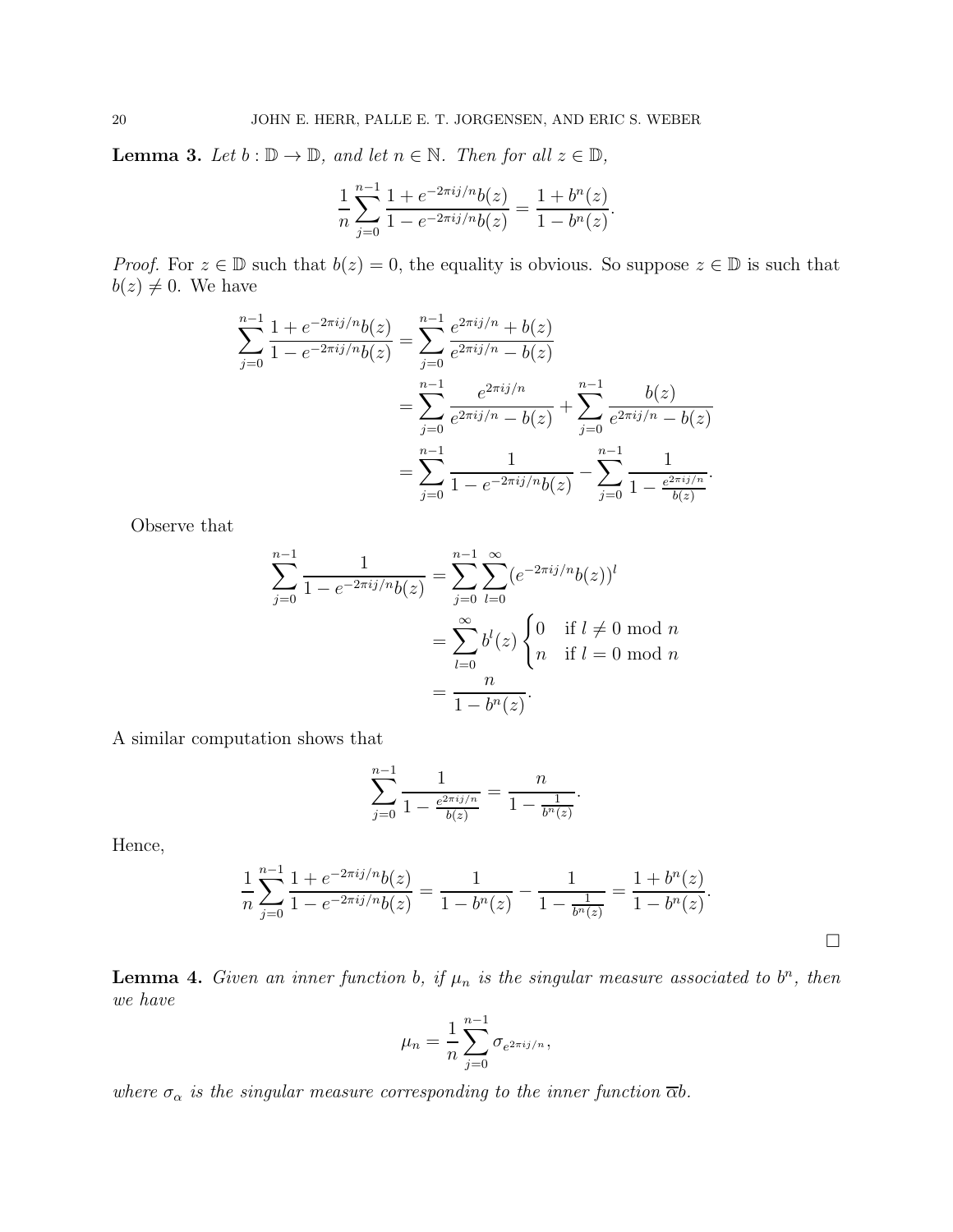**Lemma 3.** *Let $b : \mathbb{D} \to \mathbb{D}$, and let $n \in \mathbb{N}$. Then for all $z \in \mathbb{D}$,*

$$\frac{1}{n}\sum_{j=0}^{n-1} \frac{1 + e^{-2\pi i j/n} b(z)}{1 - e^{-2\pi i j/n} b(z)} = \frac{1 + b^n(z)}{1 - b^n(z)}.$$

*Proof.* For $z \in \mathbb{D}$ such that $b(z) = 0$, the equality is obvious. So suppose $z \in \mathbb{D}$ is such that $b(z) \neq 0$. We have

$$\begin{aligned}
\sum_{j=0}^{n-1} \frac{1 + e^{-2\pi i j/n} b(z)}{1 - e^{-2\pi i j/n} b(z)} &= \sum_{j=0}^{n-1} \frac{e^{2\pi i j/n} + b(z)}{e^{2\pi i j/n} - b(z)} \\
&= \sum_{j=0}^{n-1} \frac{e^{2\pi i j/n}}{e^{2\pi i j/n} - b(z)} + \sum_{j=0}^{n-1} \frac{b(z)}{e^{2\pi i j/n} - b(z)} \\
&= \sum_{j=0}^{n-1} \frac{1}{1 - e^{-2\pi i j/n} b(z)} - \sum_{j=0}^{n-1} \frac{1}{1 - \frac{e^{2\pi i j/n}}{b(z)}}.
\end{aligned}$$

Observe that

$$\begin{aligned}
\sum_{j=0}^{n-1} \frac{1}{1 - e^{-2\pi i j/n} b(z)} &= \sum_{j=0}^{n-1} \sum_{l=0}^{\infty} (e^{-2\pi i j/n} b(z))^l \\
&= \sum_{l=0}^{\infty} b^l(z) \begin{cases} 0 & \text{if } l \neq 0 \bmod n \\ n & \text{if } l = 0 \bmod n \end{cases} \\
&= \frac{n}{1 - b^n(z)}.
\end{aligned}$$

A similar computation shows that

$$\sum_{j=0}^{n-1} \frac{1}{1 - \frac{e^{2\pi i j/n}}{b(z)}} = \frac{n}{1 - \frac{1}{b^n(z)}}.$$

Hence,

$$\frac{1}{n}\sum_{j=0}^{n-1} \frac{1 + e^{-2\pi i j/n} b(z)}{1 - e^{-2\pi i j/n} b(z)} = \frac{1}{1 - b^n(z)} - \frac{1}{1 - \frac{1}{b^n(z)}} = \frac{1 + b^n(z)}{1 - b^n(z)}.$$

∎

**Lemma 4.** *Given an inner function $b$, if $\mu_n$ is the singular measure associated to $b^n$, then we have*

$$\mu_n = \frac{1}{n}\sum_{j=0}^{n-1} \sigma_{e^{2\pi i j/n}},$$

*where $\sigma_\alpha$ is the singular measure corresponding to the inner function $\overline{\alpha} b$.*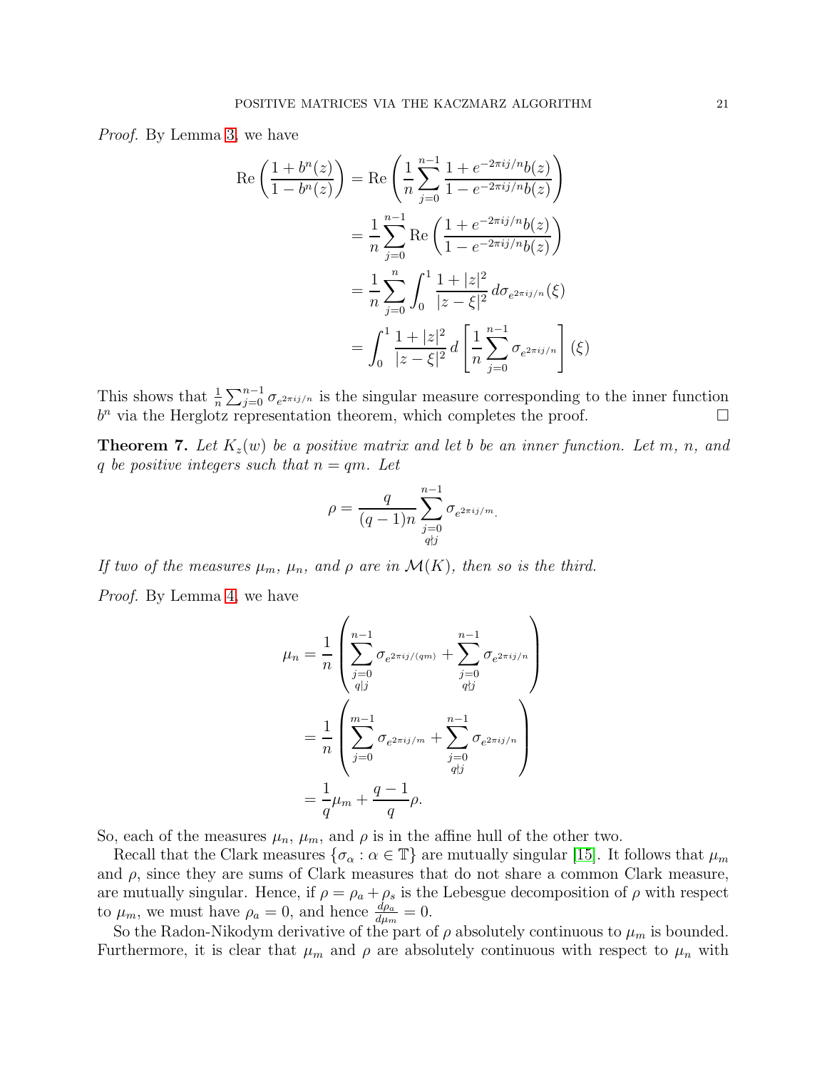*Proof.* By Lemma 3, we have

$$
\begin{aligned}
\operatorname{Re}\left(\frac{1+b^n(z)}{1-b^n(z)}\right) &= \operatorname{Re}\left(\frac{1}{n}\sum_{j=0}^{n-1}\frac{1+e^{-2\pi ij/n}b(z)}{1-e^{-2\pi ij/n}b(z)}\right) \\
&= \frac{1}{n}\sum_{j=0}^{n-1}\operatorname{Re}\left(\frac{1+e^{-2\pi ij/n}b(z)}{1-e^{-2\pi ij/n}b(z)}\right) \\
&= \frac{1}{n}\sum_{j=0}^{n}\int_0^1 \frac{1+|z|^2}{|z-\xi|^2}\, d\sigma_{e^{2\pi ij/n}}(\xi) \\
&= \int_0^1 \frac{1+|z|^2}{|z-\xi|^2}\, d\left[\frac{1}{n}\sum_{j=0}^{n-1}\sigma_{e^{2\pi ij/n}}\right](\xi)
\end{aligned}
$$

This shows that $\frac{1}{n}\sum_{j=0}^{n-1}\sigma_{e^{2\pi ij/n}}$ is the singular measure corresponding to the inner function $b^n$ via the Herglotz representation theorem, which completes the proof. $\square$

**Theorem 7.** *Let $K_z(w)$ be a positive matrix and let $b$ be an inner function. Let $m$, $n$, and $q$ be positive integers such that $n = qm$. Let*

$$
\rho = \frac{q}{(q-1)n}\sum_{\substack{j=0 \\ q\nmid j}}^{n-1}\sigma_{e^{2\pi ij/m}}.
$$

*If two of the measures $\mu_m$, $\mu_n$, and $\rho$ are in $\mathcal{M}(K)$, then so is the third.*

*Proof.* By Lemma 4, we have

$$
\begin{aligned}
\mu_n &= \frac{1}{n}\left(\sum_{\substack{j=0 \\ q\mid j}}^{n-1}\sigma_{e^{2\pi ij/(qm)}} + \sum_{\substack{j=0 \\ q\nmid j}}^{n-1}\sigma_{e^{2\pi ij/n}}\right) \\
&= \frac{1}{n}\left(\sum_{j=0}^{m-1}\sigma_{e^{2\pi ij/m}} + \sum_{\substack{j=0 \\ q\nmid j}}^{n-1}\sigma_{e^{2\pi ij/n}}\right) \\
&= \frac{1}{q}\mu_m + \frac{q-1}{q}\rho.
\end{aligned}
$$

So, each of the measures $\mu_n$, $\mu_m$, and $\rho$ is in the affine hull of the other two.

Recall that the Clark measures $\{\sigma_\alpha : \alpha \in \mathbb{T}\}$ are mutually singular [15]. It follows that $\mu_m$ and $\rho$, since they are sums of Clark measures that do not share a common Clark measure, are mutually singular. Hence, if $\rho = \rho_a + \rho_s$ is the Lebesgue decomposition of $\rho$ with respect to $\mu_m$, we must have $\rho_a = 0$, and hence $\frac{d\rho_a}{d\mu_m} = 0$.

So the Radon-Nikodym derivative of the part of $\rho$ absolutely continuous to $\mu_m$ is bounded. Furthermore, it is clear that $\mu_m$ and $\rho$ are absolutely continuous with respect to $\mu_n$ with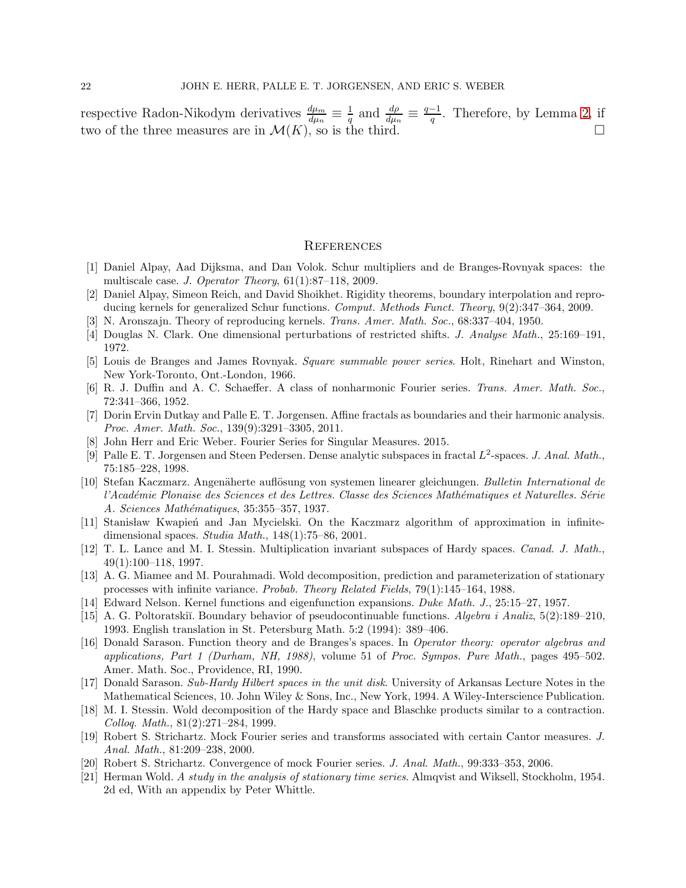respective Radon-Nikodym derivatives $\frac{d\mu_m}{d\mu_n} \equiv \frac{1}{q}$ and $\frac{d\rho}{d\mu_n} \equiv \frac{q-1}{q}$. Therefore, by Lemma 2, if two of the three measures are in $\mathcal{M}(K)$, so is the third. $\square$

## References

[1] Daniel Alpay, Aad Dijksma, and Dan Volok. Schur multipliers and de Branges-Rovnyak spaces: the multiscale case. *J. Operator Theory*, 61(1):87–118, 2009.

[2] Daniel Alpay, Simeon Reich, and David Shoikhet. Rigidity theorems, boundary interpolation and reproducing kernels for generalized Schur functions. *Comput. Methods Funct. Theory*, 9(2):347–364, 2009.

[3] N. Aronszajn. Theory of reproducing kernels. *Trans. Amer. Math. Soc.*, 68:337–404, 1950.

[4] Douglas N. Clark. One dimensional perturbations of restricted shifts. *J. Analyse Math.*, 25:169–191, 1972.

[5] Louis de Branges and James Rovnyak. *Square summable power series*. Holt, Rinehart and Winston, New York-Toronto, Ont.-London, 1966.

[6] R. J. Duffin and A. C. Schaeffer. A class of nonharmonic Fourier series. *Trans. Amer. Math. Soc.*, 72:341–366, 1952.

[7] Dorin Ervin Dutkay and Palle E. T. Jorgensen. Affine fractals as boundaries and their harmonic analysis. *Proc. Amer. Math. Soc.*, 139(9):3291–3305, 2011.

[8] John Herr and Eric Weber. Fourier Series for Singular Measures. 2015.

[9] Palle E. T. Jorgensen and Steen Pedersen. Dense analytic subspaces in fractal $L^2$-spaces. *J. Anal. Math.*, 75:185–228, 1998.

[10] Stefan Kaczmarz. Angenäherte auflösung von systemen linearer gleichungen. *Bulletin International de l'Académie Plonaise des Sciences et des Lettres. Classe des Sciences Mathématiques et Naturelles. Série A. Sciences Mathématiques*, 35:355–357, 1937.

[11] Stanisław Kwapień and Jan Mycielski. On the Kaczmarz algorithm of approximation in infinite-dimensional spaces. *Studia Math.*, 148(1):75–86, 2001.

[12] T. L. Lance and M. I. Stessin. Multiplication invariant subspaces of Hardy spaces. *Canad. J. Math.*, 49(1):100–118, 1997.

[13] A. G. Miamee and M. Pourahmadi. Wold decomposition, prediction and parameterization of stationary processes with infinite variance. *Probab. Theory Related Fields*, 79(1):145–164, 1988.

[14] Edward Nelson. Kernel functions and eigenfunction expansions. *Duke Math. J.*, 25:15–27, 1957.

[15] A. G. Poltoratskiĭ. Boundary behavior of pseudocontinuable functions. *Algebra i Analiz*, 5(2):189–210, 1993. English translation in St. Petersburg Math. 5:2 (1994): 389–406.

[16] Donald Sarason. Function theory and de Branges's spaces. In *Operator theory: operator algebras and applications, Part 1 (Durham, NH, 1988)*, volume 51 of *Proc. Sympos. Pure Math.*, pages 495–502. Amer. Math. Soc., Providence, RI, 1990.

[17] Donald Sarason. *Sub-Hardy Hilbert spaces in the unit disk*. University of Arkansas Lecture Notes in the Mathematical Sciences, 10. John Wiley & Sons, Inc., New York, 1994. A Wiley-Interscience Publication.

[18] M. I. Stessin. Wold decomposition of the Hardy space and Blaschke products similar to a contraction. *Colloq. Math.*, 81(2):271–284, 1999.

[19] Robert S. Strichartz. Mock Fourier series and transforms associated with certain Cantor measures. *J. Anal. Math.*, 81:209–238, 2000.

[20] Robert S. Strichartz. Convergence of mock Fourier series. *J. Anal. Math.*, 99:333–353, 2006.

[21] Herman Wold. *A study in the analysis of stationary time series*. Almqvist and Wiksell, Stockholm, 1954. 2d ed, With an appendix by Peter Whittle.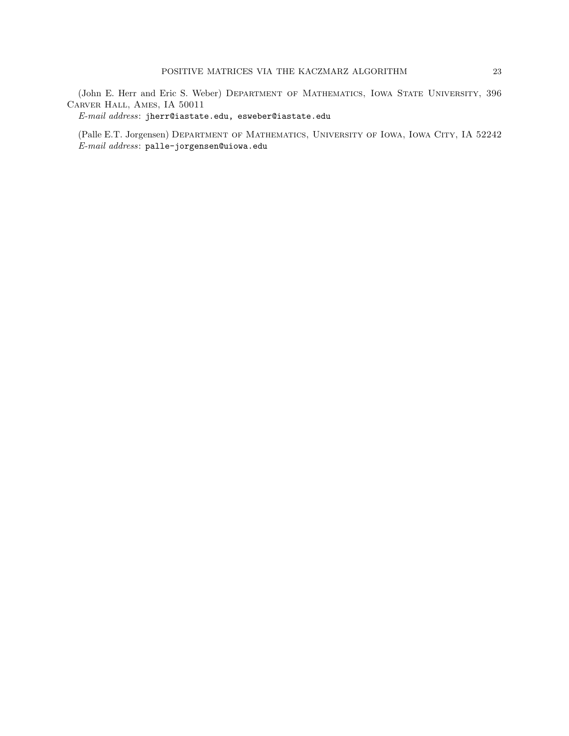(John E. Herr and Eric S. Weber) Department of Mathematics, Iowa State University, 396 Carver Hall, Ames, IA 50011

*E-mail address*: jherr@iastate.edu, esweber@iastate.edu

(Palle E.T. Jorgensen) Department of Mathematics, University of Iowa, Iowa City, IA 52242

*E-mail address*: palle-jorgensen@uiowa.edu